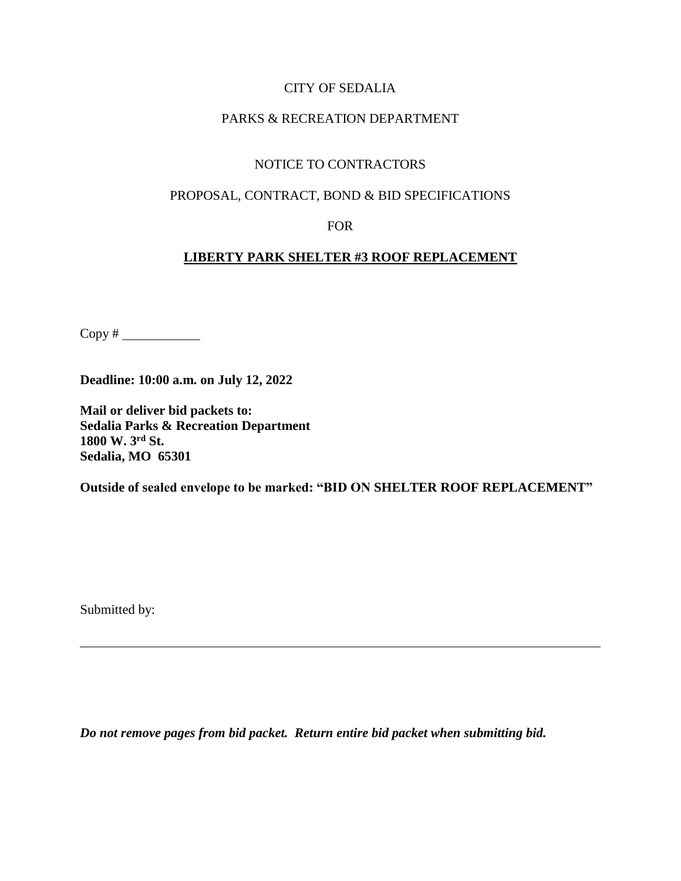CITY OF SEDALIA

PARKS & RECREATION DEPARTMENT

NOTICE TO CONTRACTORS

PROPOSAL, CONTRACT, BOND & BID SPECIFICATIONS

FOR

# **LIBERTY PARK SHELTER #3 ROOF REPLACEMENT**

Copy # ____________

**Deadline: 10:00 a.m. on July 12, 2022**

**Mail or deliver bid packets to:**
**Sedalia Parks & Recreation Department**
**1800 W. 3rd St.**
**Sedalia, MO 65301**

**Outside of sealed envelope to be marked: "BID ON SHELTER ROOF REPLACEMENT"**

Submitted by:

______________________________________________________________________

***Do not remove pages from bid packet. Return entire bid packet when submitting bid.***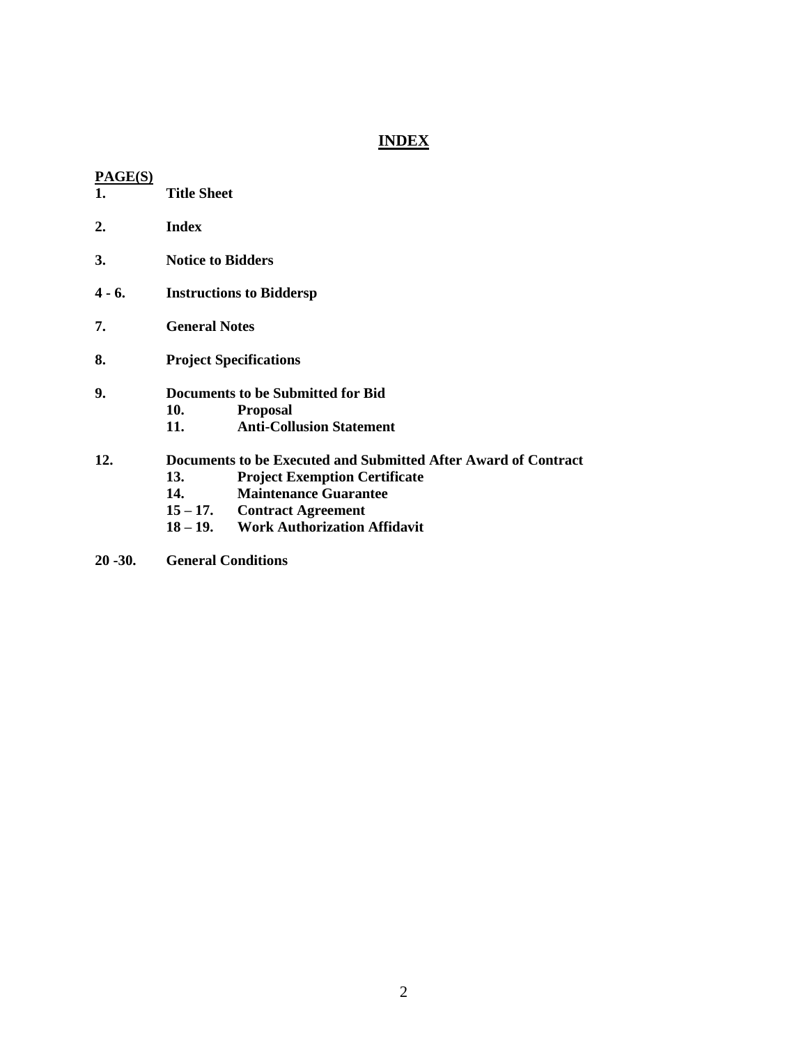# INDEX

**PAGE(S)**

**1.** **Title Sheet**

**2.** **Index**

**3.** **Notice to Bidders**

**4 - 6.** **Instructions to Biddersp**

**7.** **General Notes**

**8.** **Project Specifications**

**9.** **Documents to be Submitted for Bid**
- **10.** **Proposal**
- **11.** **Anti-Collusion Statement**

**12.** **Documents to be Executed and Submitted After Award of Contract**
- **13.** **Project Exemption Certificate**
- **14.** **Maintenance Guarantee**
- **15 – 17.** **Contract Agreement**
- **18 – 19.** **Work Authorization Affidavit**

**20 -30.** **General Conditions**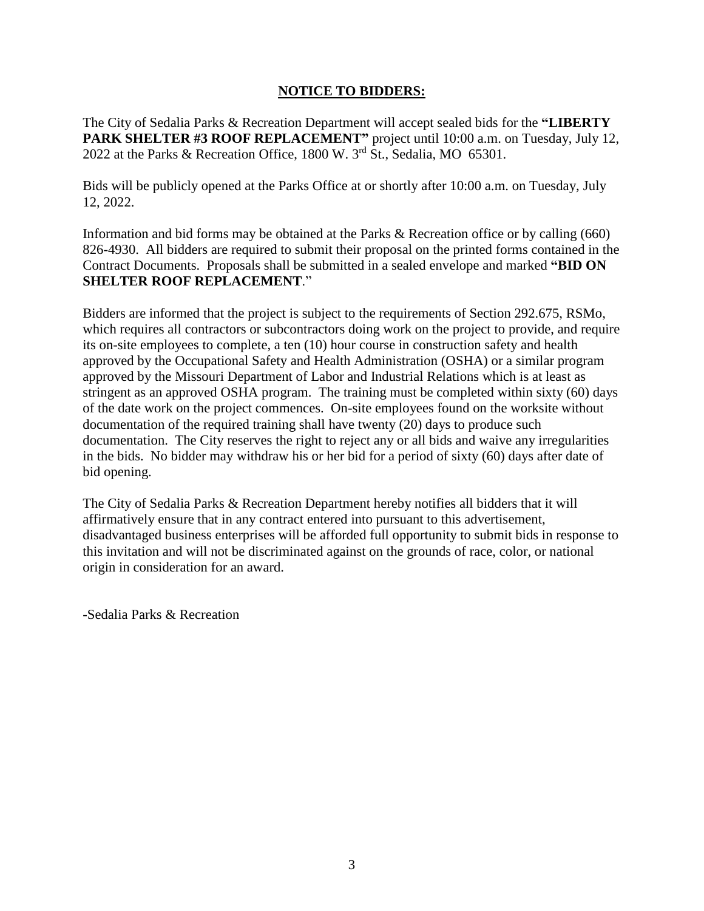## NOTICE TO BIDDERS:

The City of Sedalia Parks & Recreation Department will accept sealed bids for the **"LIBERTY PARK SHELTER #3 ROOF REPLACEMENT"** project until 10:00 a.m. on Tuesday, July 12, 2022 at the Parks & Recreation Office, 1800 W. 3rd St., Sedalia, MO 65301.

Bids will be publicly opened at the Parks Office at or shortly after 10:00 a.m. on Tuesday, July 12, 2022.

Information and bid forms may be obtained at the Parks & Recreation office or by calling (660) 826-4930. All bidders are required to submit their proposal on the printed forms contained in the Contract Documents. Proposals shall be submitted in a sealed envelope and marked **"BID ON SHELTER ROOF REPLACEMENT**."

Bidders are informed that the project is subject to the requirements of Section 292.675, RSMo, which requires all contractors or subcontractors doing work on the project to provide, and require its on-site employees to complete, a ten (10) hour course in construction safety and health approved by the Occupational Safety and Health Administration (OSHA) or a similar program approved by the Missouri Department of Labor and Industrial Relations which is at least as stringent as an approved OSHA program. The training must be completed within sixty (60) days of the date work on the project commences. On-site employees found on the worksite without documentation of the required training shall have twenty (20) days to produce such documentation. The City reserves the right to reject any or all bids and waive any irregularities in the bids. No bidder may withdraw his or her bid for a period of sixty (60) days after date of bid opening.

The City of Sedalia Parks & Recreation Department hereby notifies all bidders that it will affirmatively ensure that in any contract entered into pursuant to this advertisement, disadvantaged business enterprises will be afforded full opportunity to submit bids in response to this invitation and will not be discriminated against on the grounds of race, color, or national origin in consideration for an award.

-Sedalia Parks & Recreation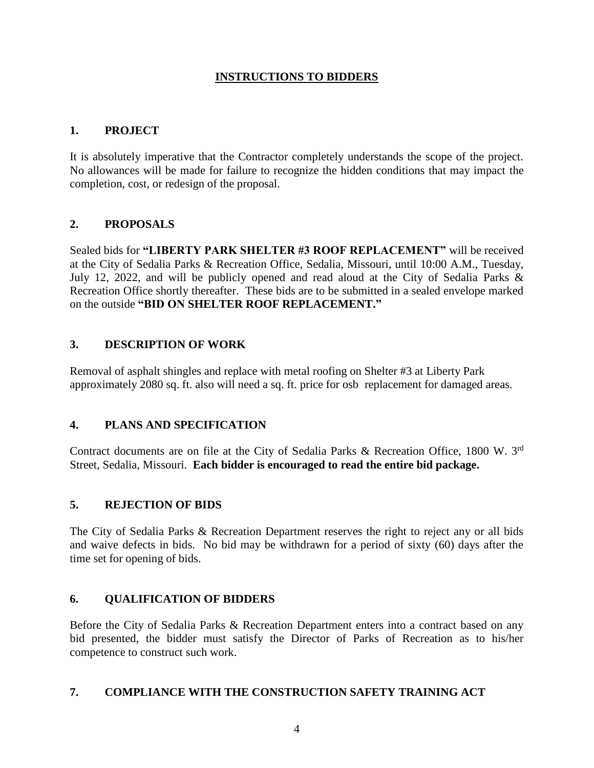# INSTRUCTIONS TO BIDDERS

## 1. PROJECT

It is absolutely imperative that the Contractor completely understands the scope of the project. No allowances will be made for failure to recognize the hidden conditions that may impact the completion, cost, or redesign of the proposal.

## 2. PROPOSALS

Sealed bids for **"LIBERTY PARK SHELTER #3 ROOF REPLACEMENT"** will be received at the City of Sedalia Parks & Recreation Office, Sedalia, Missouri, until 10:00 A.M., Tuesday, July 12, 2022, and will be publicly opened and read aloud at the City of Sedalia Parks & Recreation Office shortly thereafter. These bids are to be submitted in a sealed envelope marked on the outside **"BID ON SHELTER ROOF REPLACEMENT."**

## 3. DESCRIPTION OF WORK

Removal of asphalt shingles and replace with metal roofing on Shelter #3 at Liberty Park approximately 2080 sq. ft. also will need a sq. ft. price for osb replacement for damaged areas.

## 4. PLANS AND SPECIFICATION

Contract documents are on file at the City of Sedalia Parks & Recreation Office, 1800 W. 3rd Street, Sedalia, Missouri. **Each bidder is encouraged to read the entire bid package.**

## 5. REJECTION OF BIDS

The City of Sedalia Parks & Recreation Department reserves the right to reject any or all bids and waive defects in bids. No bid may be withdrawn for a period of sixty (60) days after the time set for opening of bids.

## 6. QUALIFICATION OF BIDDERS

Before the City of Sedalia Parks & Recreation Department enters into a contract based on any bid presented, the bidder must satisfy the Director of Parks of Recreation as to his/her competence to construct such work.

## 7. COMPLIANCE WITH THE CONSTRUCTION SAFETY TRAINING ACT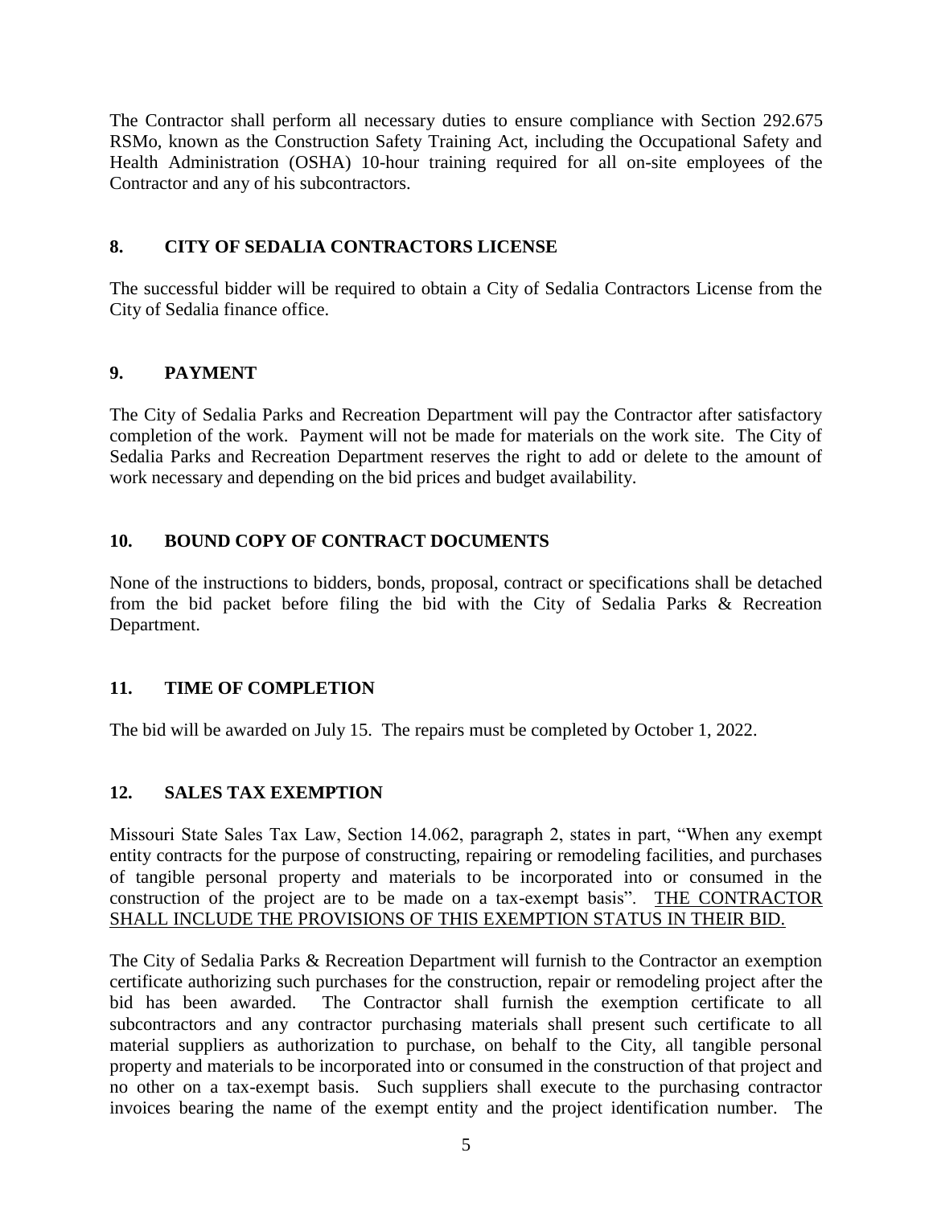The Contractor shall perform all necessary duties to ensure compliance with Section 292.675 RSMo, known as the Construction Safety Training Act, including the Occupational Safety and Health Administration (OSHA) 10-hour training required for all on-site employees of the Contractor and any of his subcontractors.

## 8. CITY OF SEDALIA CONTRACTORS LICENSE

The successful bidder will be required to obtain a City of Sedalia Contractors License from the City of Sedalia finance office.

## 9. PAYMENT

The City of Sedalia Parks and Recreation Department will pay the Contractor after satisfactory completion of the work. Payment will not be made for materials on the work site. The City of Sedalia Parks and Recreation Department reserves the right to add or delete to the amount of work necessary and depending on the bid prices and budget availability.

## 10. BOUND COPY OF CONTRACT DOCUMENTS

None of the instructions to bidders, bonds, proposal, contract or specifications shall be detached from the bid packet before filing the bid with the City of Sedalia Parks & Recreation Department.

## 11. TIME OF COMPLETION

The bid will be awarded on July 15. The repairs must be completed by October 1, 2022.

## 12. SALES TAX EXEMPTION

Missouri State Sales Tax Law, Section 14.062, paragraph 2, states in part, "When any exempt entity contracts for the purpose of constructing, repairing or remodeling facilities, and purchases of tangible personal property and materials to be incorporated into or consumed in the construction of the project are to be made on a tax-exempt basis". <u>THE CONTRACTOR SHALL INCLUDE THE PROVISIONS OF THIS EXEMPTION STATUS IN THEIR BID.</u>

The City of Sedalia Parks & Recreation Department will furnish to the Contractor an exemption certificate authorizing such purchases for the construction, repair or remodeling project after the bid has been awarded. The Contractor shall furnish the exemption certificate to all subcontractors and any contractor purchasing materials shall present such certificate to all material suppliers as authorization to purchase, on behalf to the City, all tangible personal property and materials to be incorporated into or consumed in the construction of that project and no other on a tax-exempt basis. Such suppliers shall execute to the purchasing contractor invoices bearing the name of the exempt entity and the project identification number. The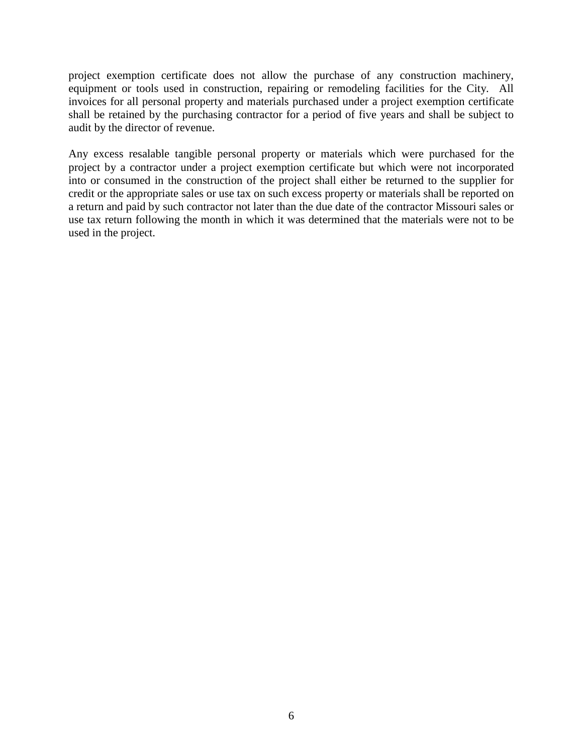project exemption certificate does not allow the purchase of any construction machinery, equipment or tools used in construction, repairing or remodeling facilities for the City. All invoices for all personal property and materials purchased under a project exemption certificate shall be retained by the purchasing contractor for a period of five years and shall be subject to audit by the director of revenue.

Any excess resalable tangible personal property or materials which were purchased for the project by a contractor under a project exemption certificate but which were not incorporated into or consumed in the construction of the project shall either be returned to the supplier for credit or the appropriate sales or use tax on such excess property or materials shall be reported on a return and paid by such contractor not later than the due date of the contractor Missouri sales or use tax return following the month in which it was determined that the materials were not to be used in the project.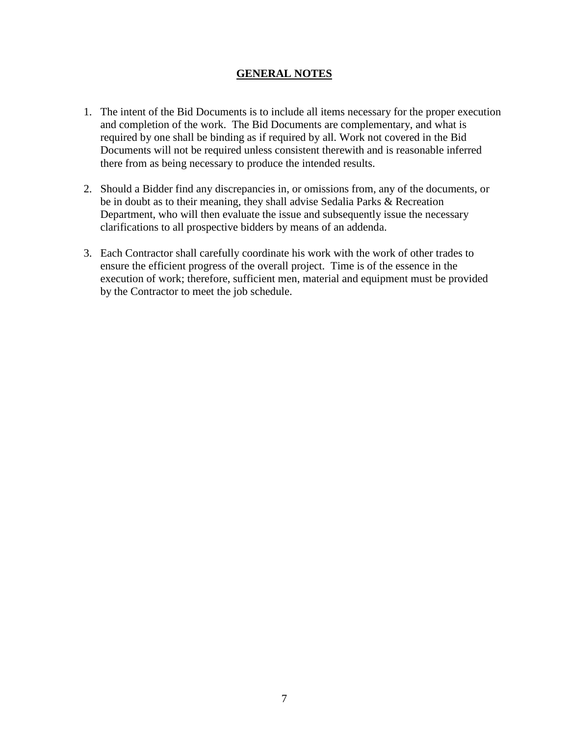# GENERAL NOTES

1. The intent of the Bid Documents is to include all items necessary for the proper execution and completion of the work. The Bid Documents are complementary, and what is required by one shall be binding as if required by all. Work not covered in the Bid Documents will not be required unless consistent therewith and is reasonable inferred there from as being necessary to produce the intended results.

2. Should a Bidder find any discrepancies in, or omissions from, any of the documents, or be in doubt as to their meaning, they shall advise Sedalia Parks & Recreation Department, who will then evaluate the issue and subsequently issue the necessary clarifications to all prospective bidders by means of an addenda.

3. Each Contractor shall carefully coordinate his work with the work of other trades to ensure the efficient progress of the overall project. Time is of the essence in the execution of work; therefore, sufficient men, material and equipment must be provided by the Contractor to meet the job schedule.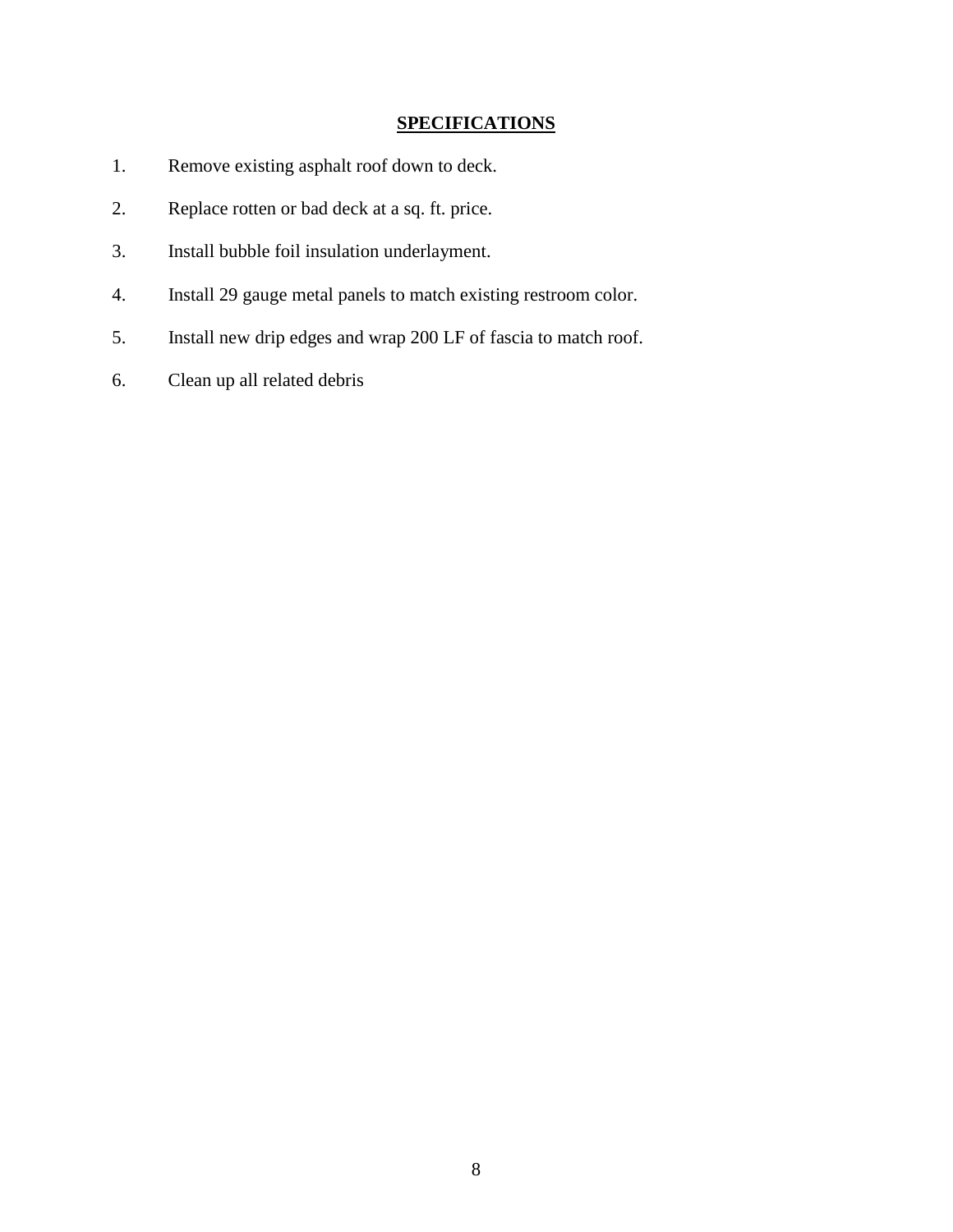## SPECIFICATIONS

1. Remove existing asphalt roof down to deck.
2. Replace rotten or bad deck at a sq. ft. price.
3. Install bubble foil insulation underlayment.
4. Install 29 gauge metal panels to match existing restroom color.
5. Install new drip edges and wrap 200 LF of fascia to match roof.
6. Clean up all related debris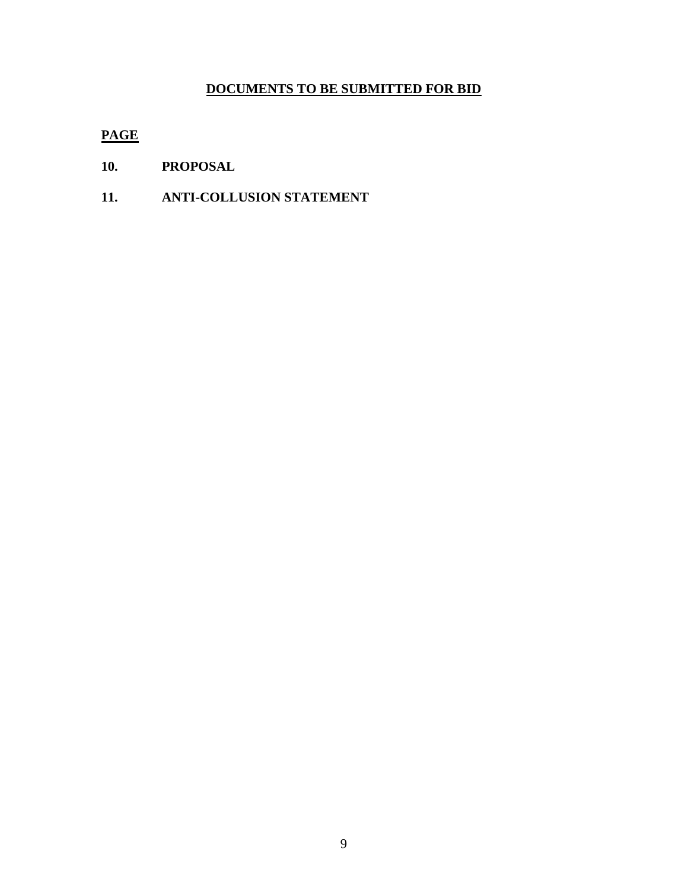## DOCUMENTS TO BE SUBMITTED FOR BID

**PAGE**

**10. PROPOSAL**

**11. ANTI-COLLUSION STATEMENT**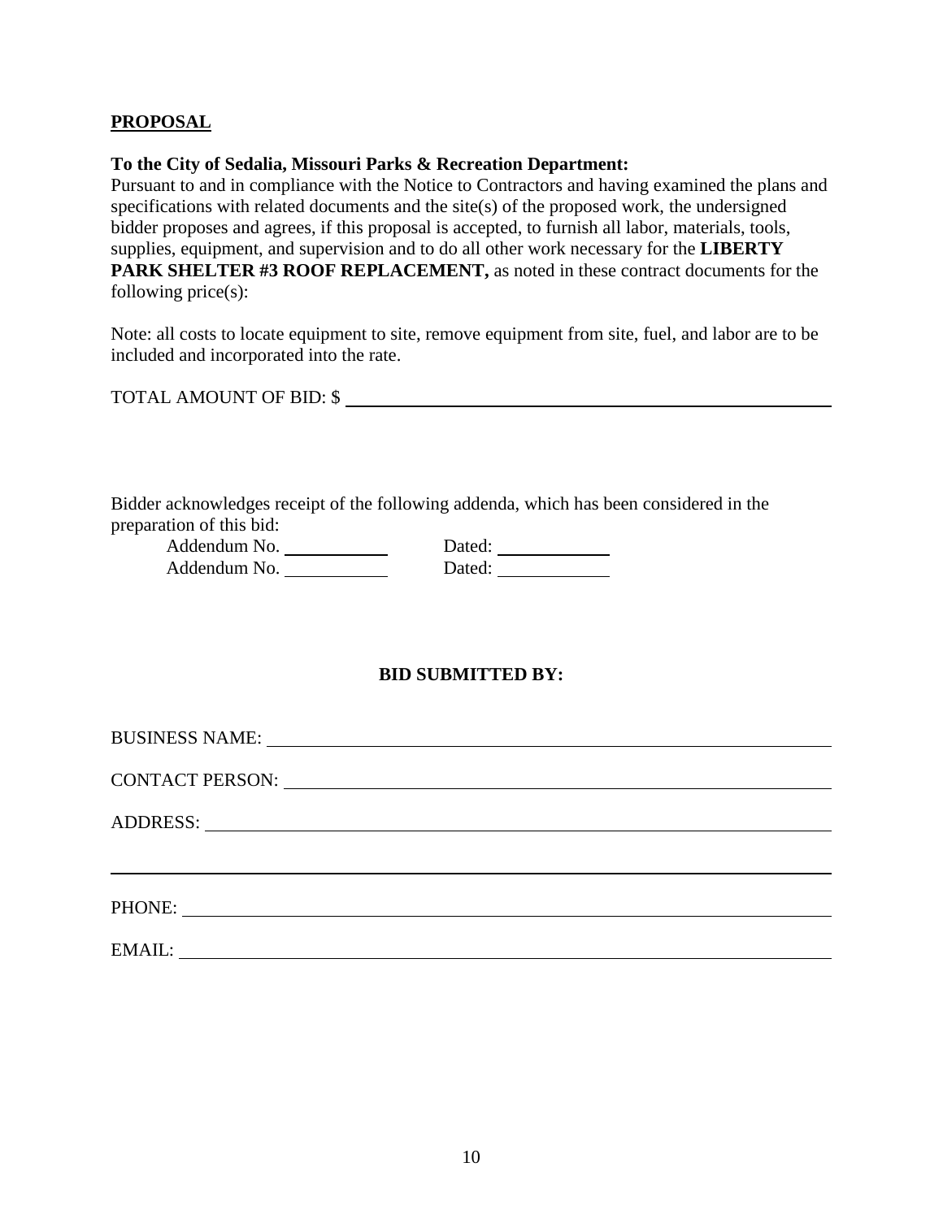**PROPOSAL**

**To the City of Sedalia, Missouri Parks & Recreation Department:**
Pursuant to and in compliance with the Notice to Contractors and having examined the plans and specifications with related documents and the site(s) of the proposed work, the undersigned bidder proposes and agrees, if this proposal is accepted, to furnish all labor, materials, tools, supplies, equipment, and supervision and to do all other work necessary for the **LIBERTY PARK SHELTER #3 ROOF REPLACEMENT,** as noted in these contract documents for the following price(s):

Note: all costs to locate equipment to site, remove equipment from site, fuel, and labor are to be included and incorporated into the rate.

TOTAL AMOUNT OF BID: $ ______________________________________________

Bidder acknowledges receipt of the following addenda, which has been considered in the preparation of this bid:

Addendum No. ____________ Dated: ____________

Addendum No. ____________ Dated: ____________

**BID SUBMITTED BY:**

BUSINESS NAME: ______________________________________________

CONTACT PERSON: ______________________________________________

ADDRESS: ______________________________________________

______________________________________________

PHONE: ______________________________________________

EMAIL: ______________________________________________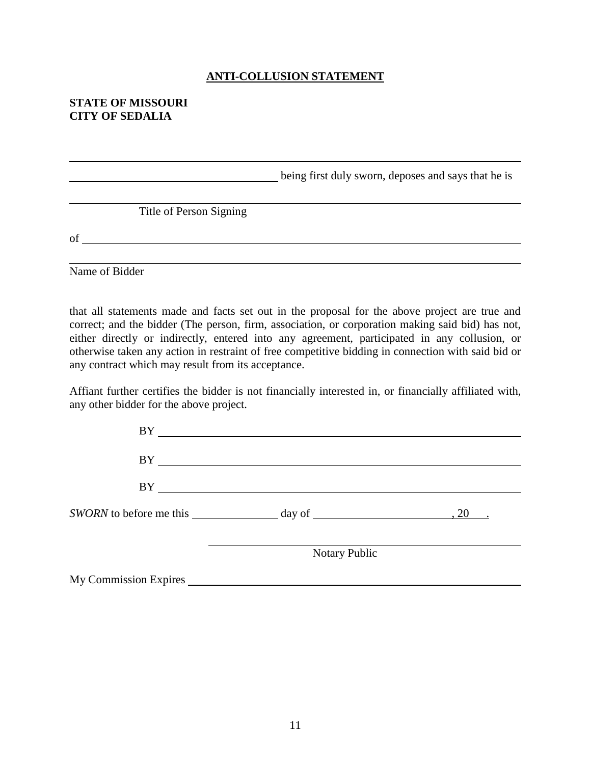## ANTI-COLLUSION STATEMENT

**STATE OF MISSOURI**
**CITY OF SEDALIA**

______________________________________________________________________

____________________________________ being first duly sworn, deposes and says that he is

______________________________________________________________________

Title of Person Signing

of ___________________________________________________________________

______________________________________________________________________

Name of Bidder

that all statements made and facts set out in the proposal for the above project are true and correct; and the bidder (The person, firm, association, or corporation making said bid) has not, either directly or indirectly, entered into any agreement, participated in any collusion, or otherwise taken any action in restraint of free competitive bidding in connection with said bid or any contract which may result from its acceptance.

Affiant further certifies the bidder is not financially interested in, or financially affiliated with, any other bidder for the above project.

BY ______________________________________________________________

BY ______________________________________________________________

BY ______________________________________________________________

*SWORN* to before me this _______________ day of ________________________, 20___.

________________________________________________

Notary Public

My Commission Expires ________________________________________________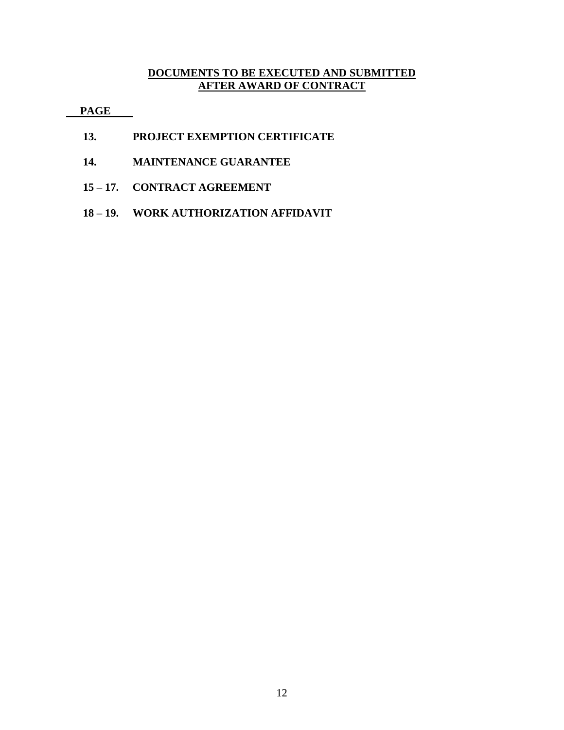## DOCUMENTS TO BE EXECUTED AND SUBMITTED AFTER AWARD OF CONTRACT

| PAGE | |
|---|---|
| 13. | PROJECT EXEMPTION CERTIFICATE |
| 14. | MAINTENANCE GUARANTEE |
| 15 – 17. | CONTRACT AGREEMENT |
| 18 – 19. | WORK AUTHORIZATION AFFIDAVIT |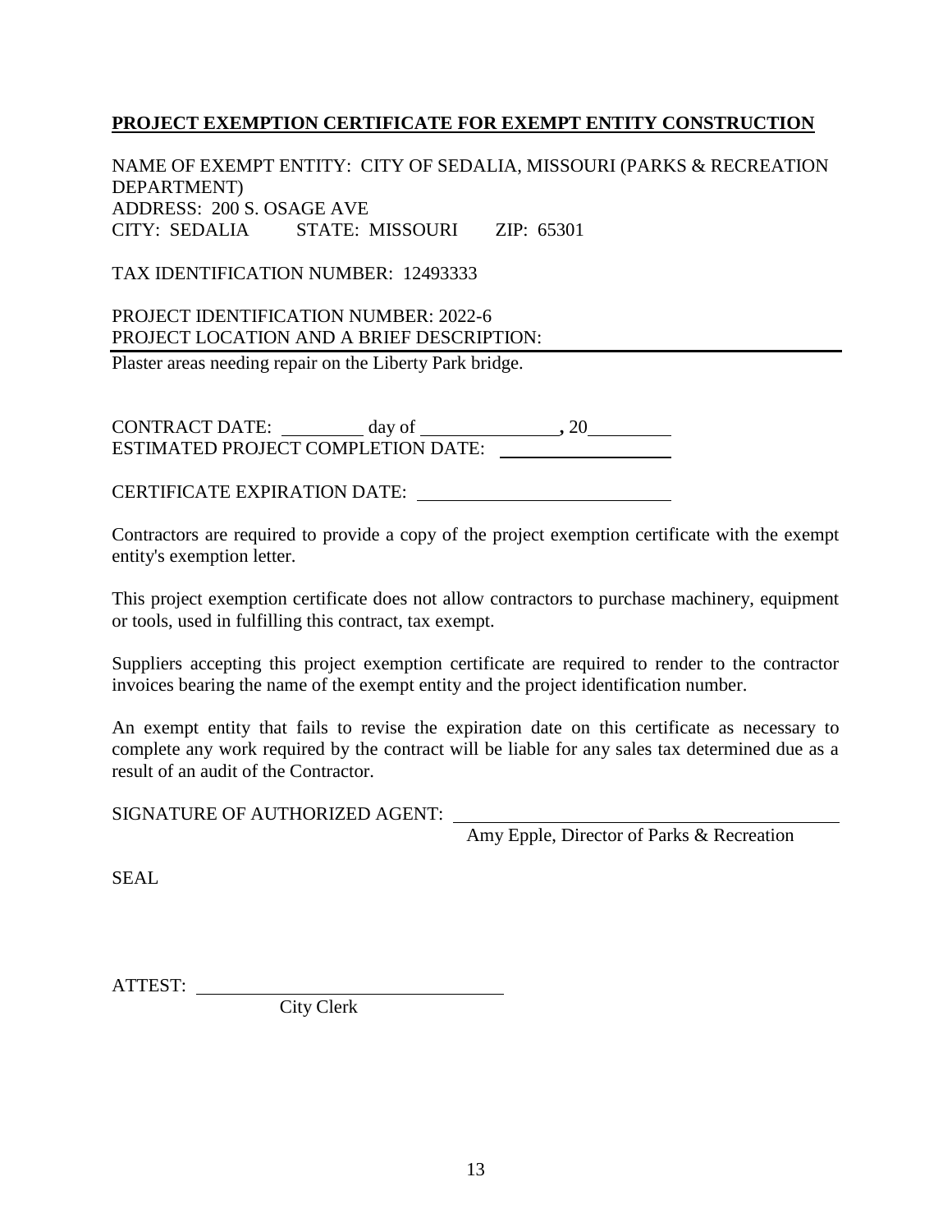## **PROJECT EXEMPTION CERTIFICATE FOR EXEMPT ENTITY CONSTRUCTION**

NAME OF EXEMPT ENTITY: CITY OF SEDALIA, MISSOURI (PARKS & RECREATION DEPARTMENT)
ADDRESS: 200 S. OSAGE AVE
CITY: SEDALIA STATE: MISSOURI ZIP: 65301

TAX IDENTIFICATION NUMBER: 12493333

PROJECT IDENTIFICATION NUMBER: 2022-6
PROJECT LOCATION AND A BRIEF DESCRIPTION:
Plaster areas needing repair on the Liberty Park bridge.

CONTRACT DATE: _________ day of _______________, 20_________
ESTIMATED PROJECT COMPLETION DATE: ____________________

CERTIFICATE EXPIRATION DATE: ____________________________

Contractors are required to provide a copy of the project exemption certificate with the exempt entity's exemption letter.

This project exemption certificate does not allow contractors to purchase machinery, equipment or tools, used in fulfilling this contract, tax exempt.

Suppliers accepting this project exemption certificate are required to render to the contractor invoices bearing the name of the exempt entity and the project identification number.

An exempt entity that fails to revise the expiration date on this certificate as necessary to complete any work required by the contract will be liable for any sales tax determined due as a result of an audit of the Contractor.

SIGNATURE OF AUTHORIZED AGENT: ________________________________________
Amy Epple, Director of Parks & Recreation

SEAL

ATTEST: __________________________________
City Clerk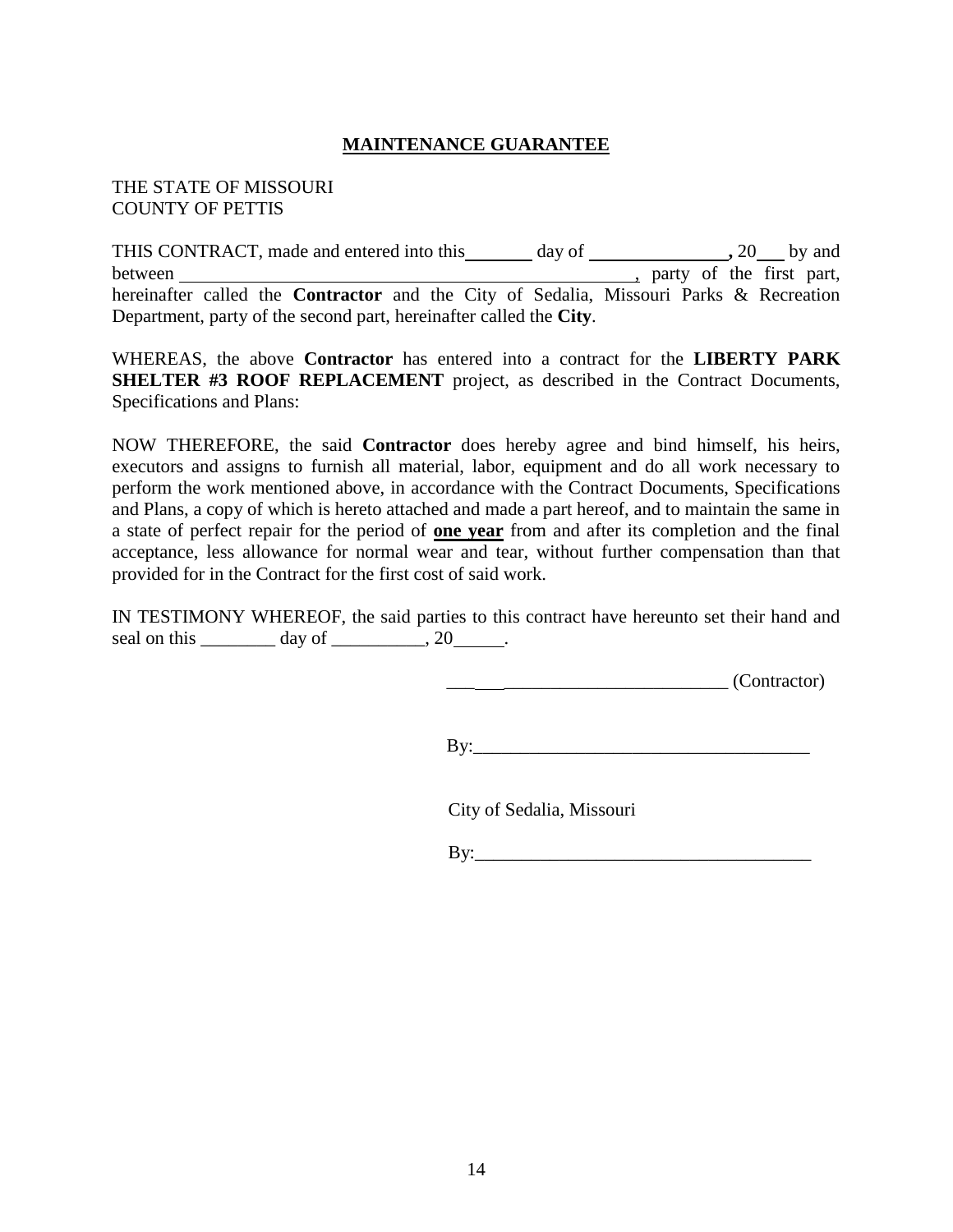# MAINTENANCE GUARANTEE

THE STATE OF MISSOURI
COUNTY OF PETTIS

THIS CONTRACT, made and entered into this _______ day of _______________, 20___ by and between ___________________________________________________, party of the first part, hereinafter called the **Contractor** and the City of Sedalia, Missouri Parks & Recreation Department, party of the second part, hereinafter called the **City**.

WHEREAS, the above **Contractor** has entered into a contract for the **LIBERTY PARK SHELTER #3 ROOF REPLACEMENT** project, as described in the Contract Documents, Specifications and Plans:

NOW THEREFORE, the said **Contractor** does hereby agree and bind himself, his heirs, executors and assigns to furnish all material, labor, equipment and do all work necessary to perform the work mentioned above, in accordance with the Contract Documents, Specifications and Plans, a copy of which is hereto attached and made a part hereof, and to maintain the same in a state of perfect repair for the period of **one year** from and after its completion and the final acceptance, less allowance for normal wear and tear, without further compensation than that provided for in the Contract for the first cost of said work.

IN TESTIMONY WHEREOF, the said parties to this contract have hereunto set their hand and seal on this ________ day of __________, 20_____.

______________________________ (Contractor)

By:____________________________________

City of Sedalia, Missouri

By:____________________________________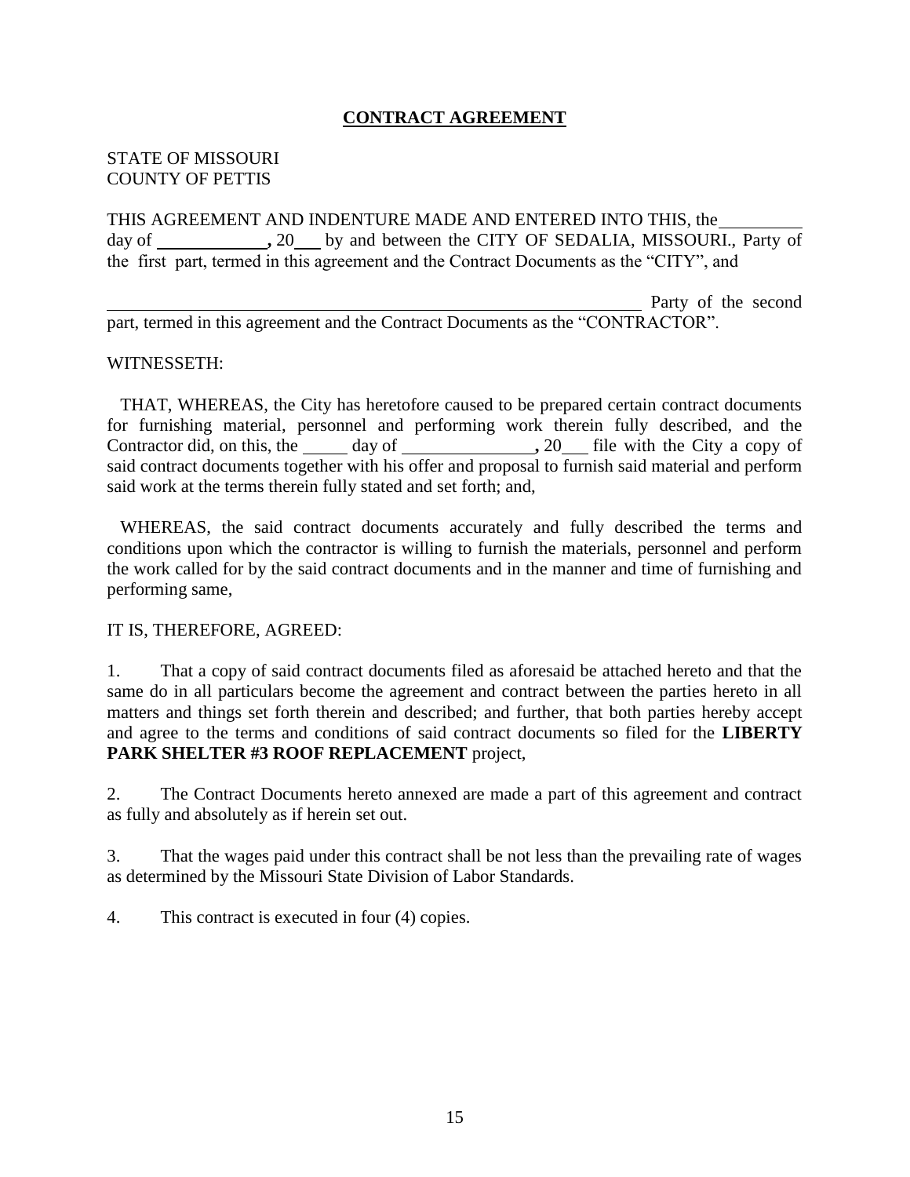**CONTRACT AGREEMENT**

STATE OF MISSOURI
COUNTY OF PETTIS

THIS AGREEMENT AND INDENTURE MADE AND ENTERED INTO THIS, the \_\_\_\_\_\_\_\_\_ day of \_\_\_\_\_\_\_\_\_\_\_\_**,** 20\_\_\_ by and between the CITY OF SEDALIA, MISSOURI., Party of the first part, termed in this agreement and the Contract Documents as the "CITY", and

\_\_\_\_\_\_\_\_\_\_\_\_\_\_\_\_\_\_\_\_\_\_\_\_\_\_\_\_\_\_\_\_\_\_\_\_\_\_\_\_\_\_\_\_\_\_\_\_\_\_\_\_\_\_\_\_\_\_\_\_ Party of the second part, termed in this agreement and the Contract Documents as the "CONTRACTOR".

WITNESSETH:

THAT, WHEREAS, the City has heretofore caused to be prepared certain contract documents for furnishing material, personnel and performing work therein fully described, and the Contractor did, on this, the \_\_\_\_\_ day of \_\_\_\_\_\_\_\_\_\_\_\_\_\_\_**,** 20\_\_\_ file with the City a copy of said contract documents together with his offer and proposal to furnish said material and perform said work at the terms therein fully stated and set forth; and,

WHEREAS, the said contract documents accurately and fully described the terms and conditions upon which the contractor is willing to furnish the materials, personnel and perform the work called for by the said contract documents and in the manner and time of furnishing and performing same,

IT IS, THEREFORE, AGREED:

1. That a copy of said contract documents filed as aforesaid be attached hereto and that the same do in all particulars become the agreement and contract between the parties hereto in all matters and things set forth therein and described; and further, that both parties hereby accept and agree to the terms and conditions of said contract documents so filed for the **LIBERTY PARK SHELTER #3 ROOF REPLACEMENT** project,

2. The Contract Documents hereto annexed are made a part of this agreement and contract as fully and absolutely as if herein set out.

3. That the wages paid under this contract shall be not less than the prevailing rate of wages as determined by the Missouri State Division of Labor Standards.

4. This contract is executed in four (4) copies.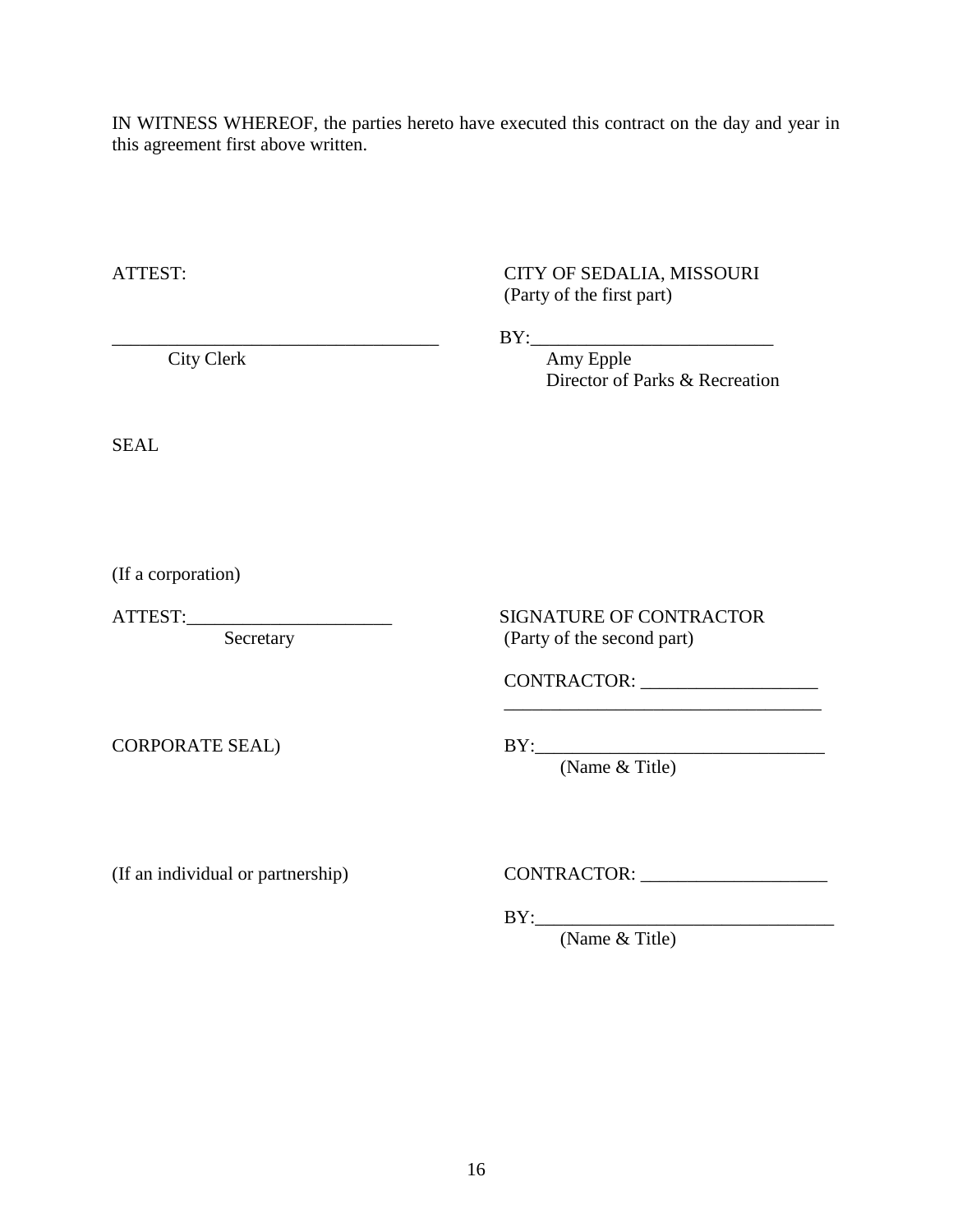IN WITNESS WHEREOF, the parties hereto have executed this contract on the day and year in this agreement first above written.

ATTEST:

____________________________________
City Clerk

CITY OF SEDALIA, MISSOURI
(Party of the first part)

BY:__________________________
Amy Epple
Director of Parks & Recreation

SEAL

(If a corporation)

ATTEST:______________________
Secretary

SIGNATURE OF CONTRACTOR
(Party of the second part)

CONTRACTOR: ___________________
__________________________________

CORPORATE SEAL)

BY:_______________________________
(Name & Title)

(If an individual or partnership)

CONTRACTOR: ____________________

BY:________________________________
(Name & Title)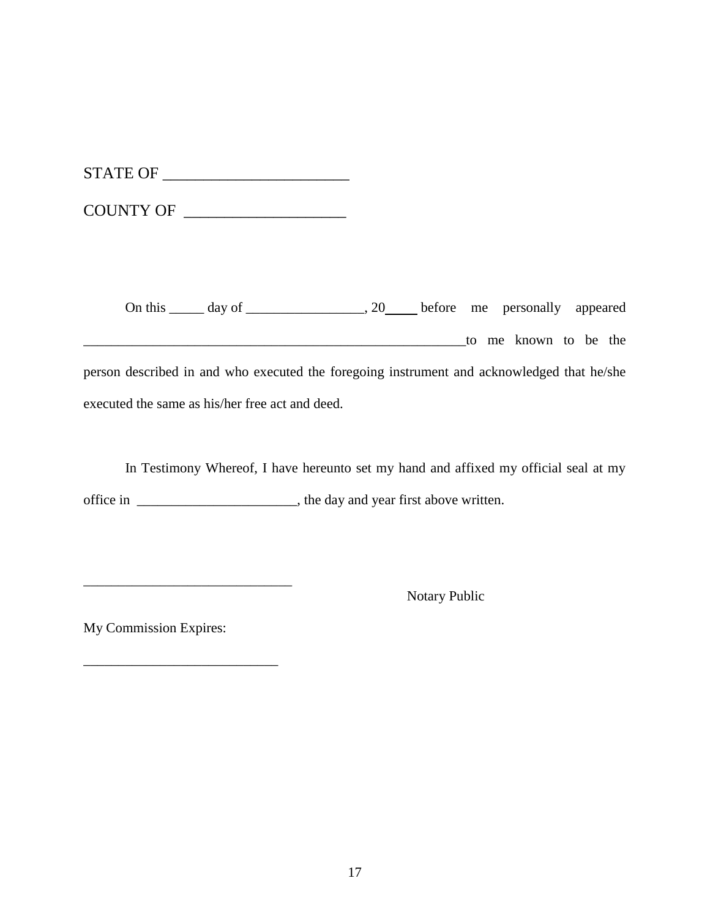STATE OF ________________________

COUNTY OF _____________________

On this _____ day of _________________, 20____ before me personally appeared __________________________________________________________to me known to be the person described in and who executed the foregoing instrument and acknowledged that he/she executed the same as his/her free act and deed.

In Testimony Whereof, I have hereunto set my hand and affixed my official seal at my office in _______________________, the day and year first above written.

_____________________________

Notary Public

My Commission Expires:

___________________________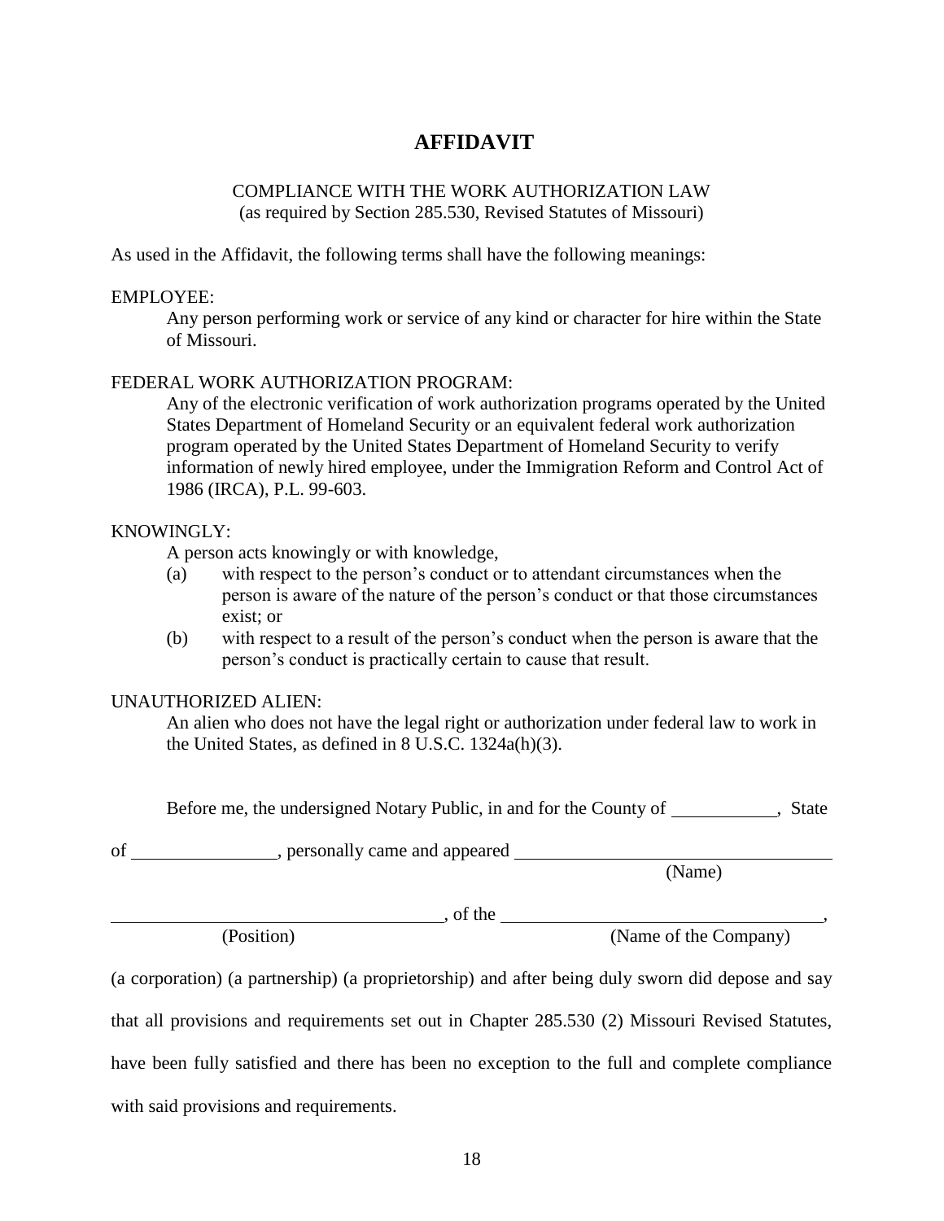# AFFIDAVIT

COMPLIANCE WITH THE WORK AUTHORIZATION LAW
(as required by Section 285.530, Revised Statutes of Missouri)

As used in the Affidavit, the following terms shall have the following meanings:

EMPLOYEE:

Any person performing work or service of any kind or character for hire within the State of Missouri.

FEDERAL WORK AUTHORIZATION PROGRAM:

Any of the electronic verification of work authorization programs operated by the United States Department of Homeland Security or an equivalent federal work authorization program operated by the United States Department of Homeland Security to verify information of newly hired employee, under the Immigration Reform and Control Act of 1986 (IRCA), P.L. 99-603.

KNOWINGLY:

A person acts knowingly or with knowledge,

(a) with respect to the person's conduct or to attendant circumstances when the person is aware of the nature of the person's conduct or that those circumstances exist; or

(b) with respect to a result of the person's conduct when the person is aware that the person's conduct is practically certain to cause that result.

UNAUTHORIZED ALIEN:

An alien who does not have the legal right or authorization under federal law to work in the United States, as defined in 8 U.S.C. 1324a(h)(3).

Before me, the undersigned Notary Public, in and for the County of ____________, State of ________________, personally came and appeared ____________________________________
(Name)

____________________________________, of the ____________________________________,
(Position) (Name of the Company)

(a corporation) (a partnership) (a proprietorship) and after being duly sworn did depose and say that all provisions and requirements set out in Chapter 285.530 (2) Missouri Revised Statutes, have been fully satisfied and there has been no exception to the full and complete compliance with said provisions and requirements.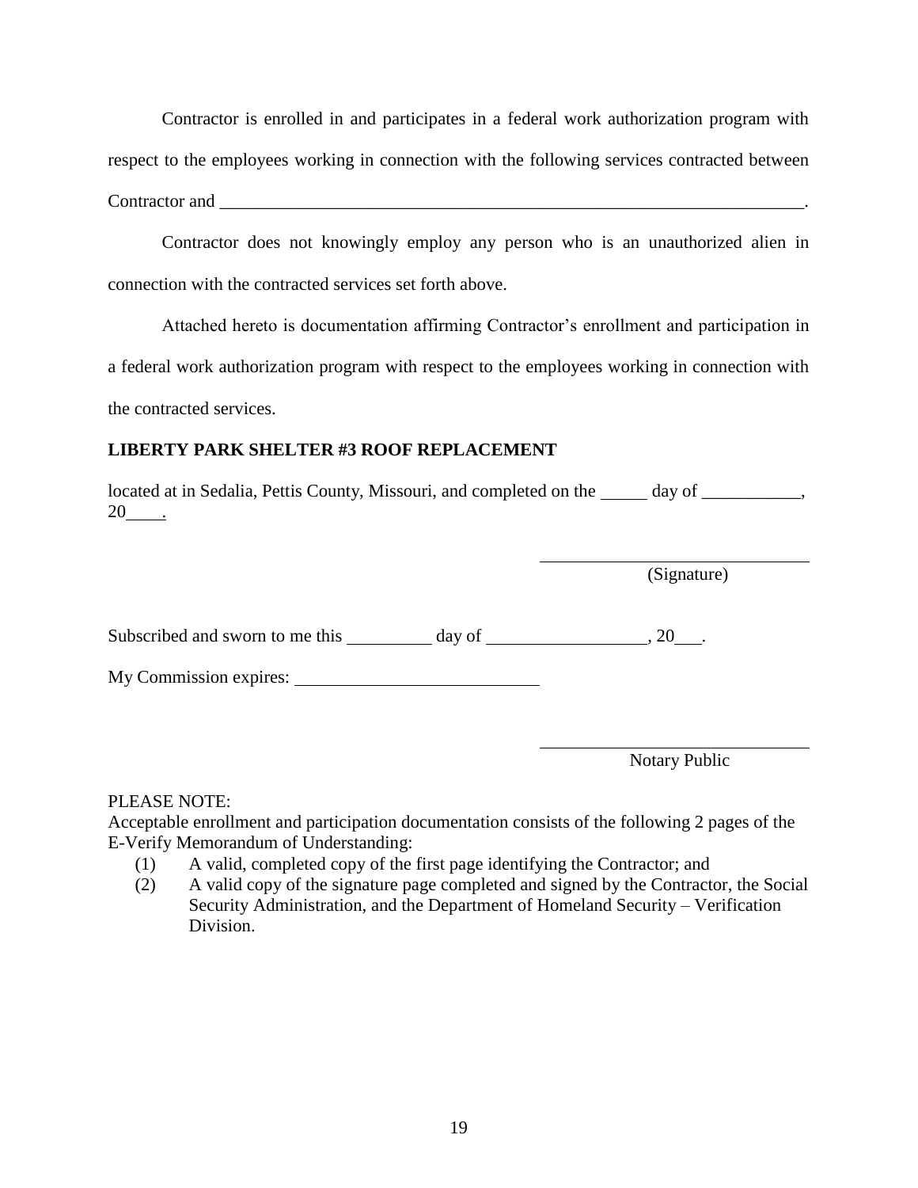Contractor is enrolled in and participates in a federal work authorization program with respect to the employees working in connection with the following services contracted between Contractor and \_\_\_\_\_\_\_\_\_\_\_\_\_\_\_\_\_\_\_\_\_\_\_\_\_\_\_\_\_\_\_\_\_\_\_\_\_\_\_\_\_\_\_\_\_\_\_\_\_\_\_\_\_\_\_\_\_\_\_\_\_\_\_\_.

Contractor does not knowingly employ any person who is an unauthorized alien in connection with the contracted services set forth above.

Attached hereto is documentation affirming Contractor's enrollment and participation in a federal work authorization program with respect to the employees working in connection with the contracted services.

**LIBERTY PARK SHELTER #3 ROOF REPLACEMENT**

located at in Sedalia, Pettis County, Missouri, and completed on the \_\_\_\_\_ day of \_\_\_\_\_\_\_\_\_\_\_, 20\_\_\_\_.

\_\_\_\_\_\_\_\_\_\_\_\_\_\_\_\_\_\_\_\_\_\_\_\_\_\_\_\_\_\_
(Signature)

Subscribed and sworn to me this \_\_\_\_\_\_\_\_\_\_ day of \_\_\_\_\_\_\_\_\_\_\_\_\_\_\_\_\_\_, 20\_\_\_.

My Commission expires: \_\_\_\_\_\_\_\_\_\_\_\_\_\_\_\_\_\_\_\_\_\_\_\_\_\_\_\_

\_\_\_\_\_\_\_\_\_\_\_\_\_\_\_\_\_\_\_\_\_\_\_\_\_\_\_\_\_\_
Notary Public

PLEASE NOTE:
Acceptable enrollment and participation documentation consists of the following 2 pages of the E-Verify Memorandum of Understanding:

(1) A valid, completed copy of the first page identifying the Contractor; and
(2) A valid copy of the signature page completed and signed by the Contractor, the Social Security Administration, and the Department of Homeland Security – Verification Division.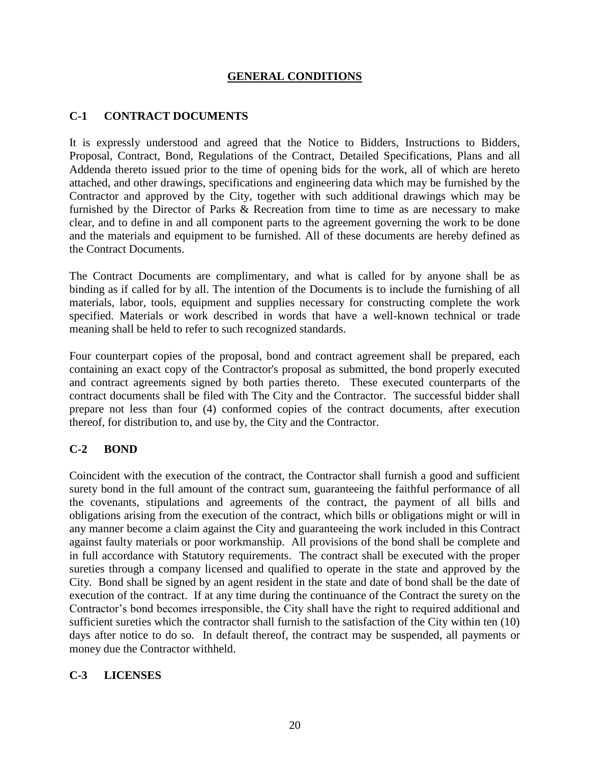## GENERAL CONDITIONS

### C-1 CONTRACT DOCUMENTS

It is expressly understood and agreed that the Notice to Bidders, Instructions to Bidders, Proposal, Contract, Bond, Regulations of the Contract, Detailed Specifications, Plans and all Addenda thereto issued prior to the time of opening bids for the work, all of which are hereto attached, and other drawings, specifications and engineering data which may be furnished by the Contractor and approved by the City, together with such additional drawings which may be furnished by the Director of Parks & Recreation from time to time as are necessary to make clear, and to define in and all component parts to the agreement governing the work to be done and the materials and equipment to be furnished. All of these documents are hereby defined as the Contract Documents.

The Contract Documents are complimentary, and what is called for by anyone shall be as binding as if called for by all. The intention of the Documents is to include the furnishing of all materials, labor, tools, equipment and supplies necessary for constructing complete the work specified. Materials or work described in words that have a well-known technical or trade meaning shall be held to refer to such recognized standards.

Four counterpart copies of the proposal, bond and contract agreement shall be prepared, each containing an exact copy of the Contractor's proposal as submitted, the bond properly executed and contract agreements signed by both parties thereto. These executed counterparts of the contract documents shall be filed with The City and the Contractor. The successful bidder shall prepare not less than four (4) conformed copies of the contract documents, after execution thereof, for distribution to, and use by, the City and the Contractor.

### C-2 BOND

Coincident with the execution of the contract, the Contractor shall furnish a good and sufficient surety bond in the full amount of the contract sum, guaranteeing the faithful performance of all the covenants, stipulations and agreements of the contract, the payment of all bills and obligations arising from the execution of the contract, which bills or obligations might or will in any manner become a claim against the City and guaranteeing the work included in this Contract against faulty materials or poor workmanship. All provisions of the bond shall be complete and in full accordance with Statutory requirements. The contract shall be executed with the proper sureties through a company licensed and qualified to operate in the state and approved by the City. Bond shall be signed by an agent resident in the state and date of bond shall be the date of execution of the contract. If at any time during the continuance of the Contract the surety on the Contractor's bond becomes irresponsible, the City shall have the right to required additional and sufficient sureties which the contractor shall furnish to the satisfaction of the City within ten (10) days after notice to do so. In default thereof, the contract may be suspended, all payments or money due the Contractor withheld.

### C-3 LICENSES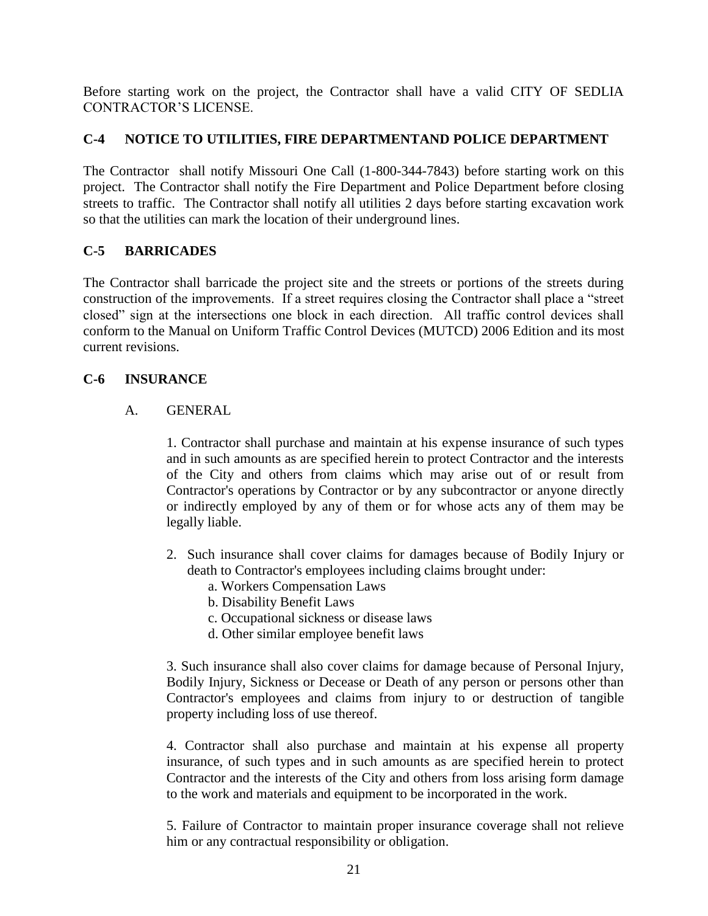Before starting work on the project, the Contractor shall have a valid CITY OF SEDLIA CONTRACTOR'S LICENSE.

## C-4 NOTICE TO UTILITIES, FIRE DEPARTMENTAND POLICE DEPARTMENT

The Contractor shall notify Missouri One Call (1-800-344-7843) before starting work on this project. The Contractor shall notify the Fire Department and Police Department before closing streets to traffic. The Contractor shall notify all utilities 2 days before starting excavation work so that the utilities can mark the location of their underground lines.

## C-5 BARRICADES

The Contractor shall barricade the project site and the streets or portions of the streets during construction of the improvements. If a street requires closing the Contractor shall place a "street closed" sign at the intersections one block in each direction. All traffic control devices shall conform to the Manual on Uniform Traffic Control Devices (MUTCD) 2006 Edition and its most current revisions.

## C-6 INSURANCE

### A. GENERAL

1. Contractor shall purchase and maintain at his expense insurance of such types and in such amounts as are specified herein to protect Contractor and the interests of the City and others from claims which may arise out of or result from Contractor's operations by Contractor or by any subcontractor or anyone directly or indirectly employed by any of them or for whose acts any of them may be legally liable.

2. Such insurance shall cover claims for damages because of Bodily Injury or death to Contractor's employees including claims brought under:
   a. Workers Compensation Laws
   b. Disability Benefit Laws
   c. Occupational sickness or disease laws
   d. Other similar employee benefit laws

3. Such insurance shall also cover claims for damage because of Personal Injury, Bodily Injury, Sickness or Decease or Death of any person or persons other than Contractor's employees and claims from injury to or destruction of tangible property including loss of use thereof.

4. Contractor shall also purchase and maintain at his expense all property insurance, of such types and in such amounts as are specified herein to protect Contractor and the interests of the City and others from loss arising form damage to the work and materials and equipment to be incorporated in the work.

5. Failure of Contractor to maintain proper insurance coverage shall not relieve him or any contractual responsibility or obligation.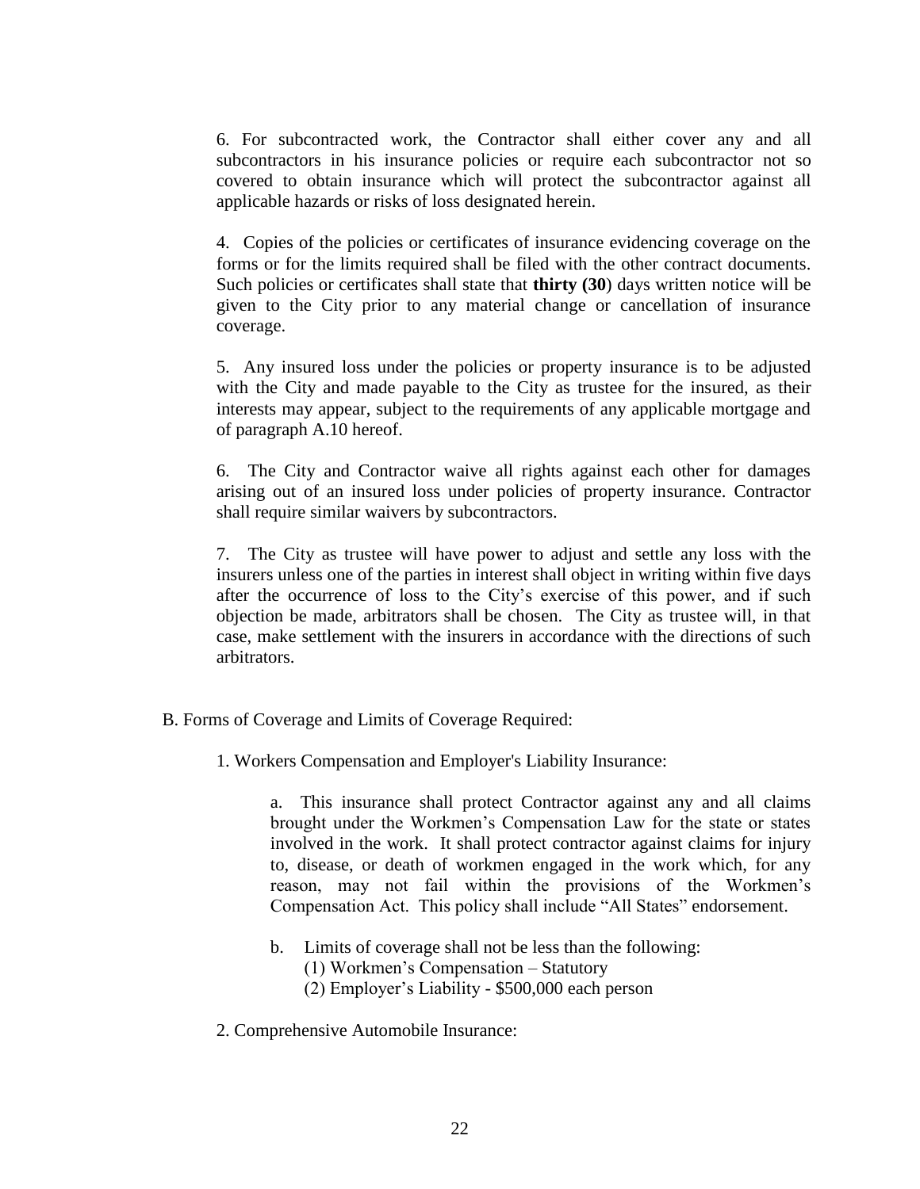6. For subcontracted work, the Contractor shall either cover any and all subcontractors in his insurance policies or require each subcontractor not so covered to obtain insurance which will protect the subcontractor against all applicable hazards or risks of loss designated herein.

4. Copies of the policies or certificates of insurance evidencing coverage on the forms or for the limits required shall be filed with the other contract documents. Such policies or certificates shall state that **thirty (30**) days written notice will be given to the City prior to any material change or cancellation of insurance coverage.

5. Any insured loss under the policies or property insurance is to be adjusted with the City and made payable to the City as trustee for the insured, as their interests may appear, subject to the requirements of any applicable mortgage and of paragraph A.10 hereof.

6. The City and Contractor waive all rights against each other for damages arising out of an insured loss under policies of property insurance. Contractor shall require similar waivers by subcontractors.

7. The City as trustee will have power to adjust and settle any loss with the insurers unless one of the parties in interest shall object in writing within five days after the occurrence of loss to the City's exercise of this power, and if such objection be made, arbitrators shall be chosen. The City as trustee will, in that case, make settlement with the insurers in accordance with the directions of such arbitrators.

B. Forms of Coverage and Limits of Coverage Required:

1. Workers Compensation and Employer's Liability Insurance:

a. This insurance shall protect Contractor against any and all claims brought under the Workmen's Compensation Law for the state or states involved in the work. It shall protect contractor against claims for injury to, disease, or death of workmen engaged in the work which, for any reason, may not fail within the provisions of the Workmen's Compensation Act. This policy shall include "All States" endorsement.

b. Limits of coverage shall not be less than the following:
(1) Workmen's Compensation – Statutory
(2) Employer's Liability - $500,000 each person

2. Comprehensive Automobile Insurance: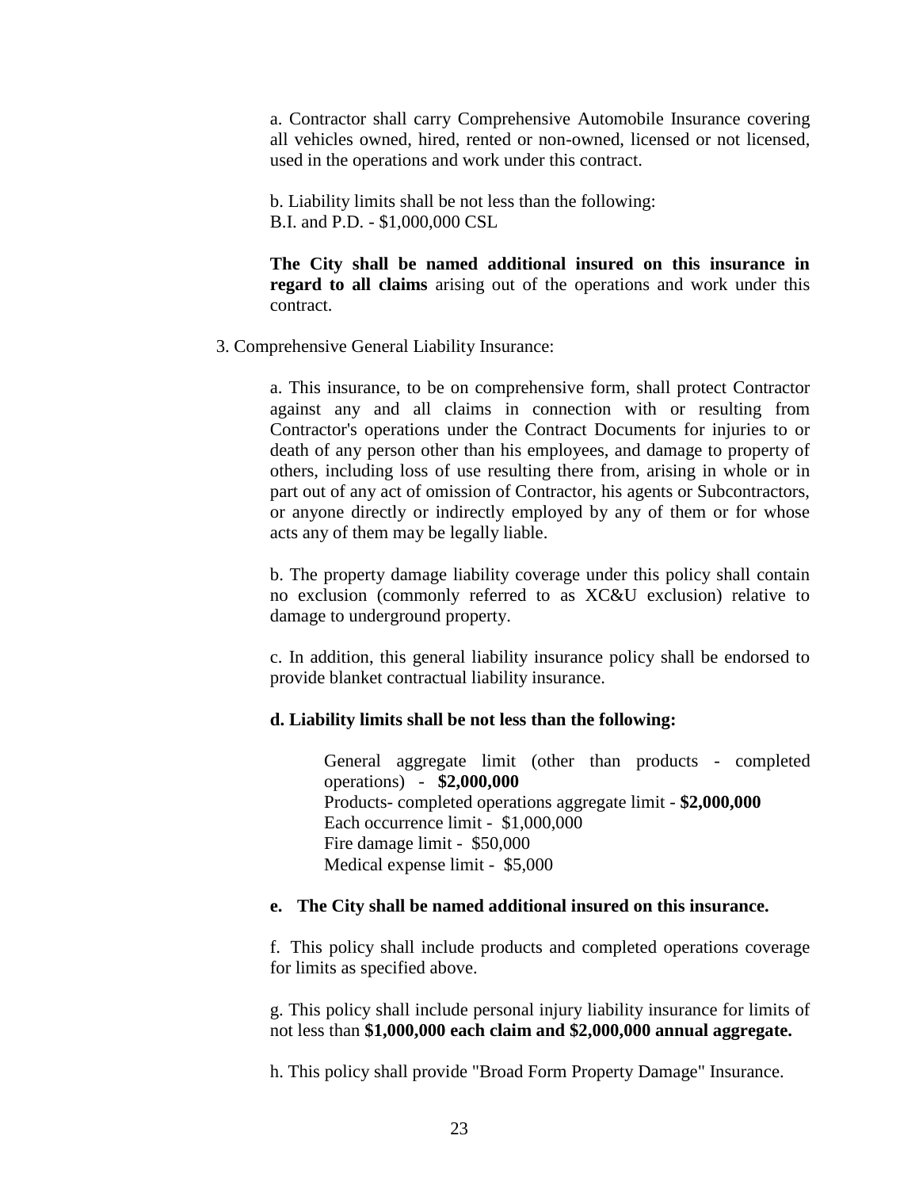a. Contractor shall carry Comprehensive Automobile Insurance covering all vehicles owned, hired, rented or non-owned, licensed or not licensed, used in the operations and work under this contract.

b. Liability limits shall be not less than the following:
B.I. and P.D. - $1,000,000 CSL

**The City shall be named additional insured on this insurance in regard to all claims** arising out of the operations and work under this contract.

3. Comprehensive General Liability Insurance:

a. This insurance, to be on comprehensive form, shall protect Contractor against any and all claims in connection with or resulting from Contractor's operations under the Contract Documents for injuries to or death of any person other than his employees, and damage to property of others, including loss of use resulting there from, arising in whole or in part out of any act of omission of Contractor, his agents or Subcontractors, or anyone directly or indirectly employed by any of them or for whose acts any of them may be legally liable.

b. The property damage liability coverage under this policy shall contain no exclusion (commonly referred to as XC&U exclusion) relative to damage to underground property.

c. In addition, this general liability insurance policy shall be endorsed to provide blanket contractual liability insurance.

**d. Liability limits shall be not less than the following:**

General aggregate limit (other than products - completed operations) - **$2,000,000**
Products- completed operations aggregate limit - **$2,000,000**
Each occurrence limit - $1,000,000
Fire damage limit - $50,000
Medical expense limit - $5,000

**e. The City shall be named additional insured on this insurance.**

f. This policy shall include products and completed operations coverage for limits as specified above.

g. This policy shall include personal injury liability insurance for limits of not less than **$1,000,000 each claim and $2,000,000 annual aggregate.**

h. This policy shall provide "Broad Form Property Damage" Insurance.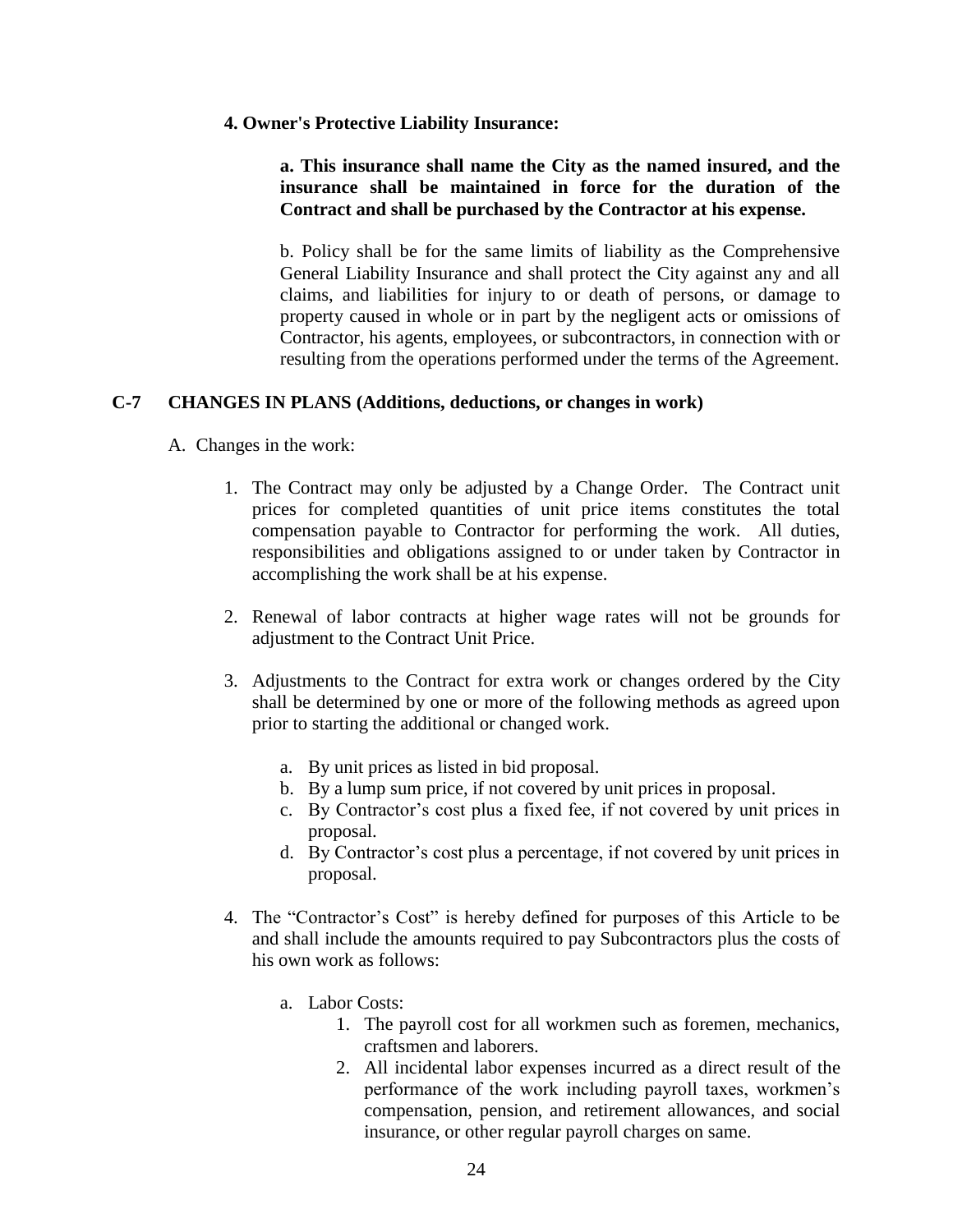**4. Owner's Protective Liability Insurance:**

**a. This insurance shall name the City as the named insured, and the insurance shall be maintained in force for the duration of the Contract and shall be purchased by the Contractor at his expense.**

b. Policy shall be for the same limits of liability as the Comprehensive General Liability Insurance and shall protect the City against any and all claims, and liabilities for injury to or death of persons, or damage to property caused in whole or in part by the negligent acts or omissions of Contractor, his agents, employees, or subcontractors, in connection with or resulting from the operations performed under the terms of the Agreement.

## C-7 CHANGES IN PLANS (Additions, deductions, or changes in work)

A. Changes in the work:

1. The Contract may only be adjusted by a Change Order. The Contract unit prices for completed quantities of unit price items constitutes the total compensation payable to Contractor for performing the work. All duties, responsibilities and obligations assigned to or under taken by Contractor in accomplishing the work shall be at his expense.

2. Renewal of labor contracts at higher wage rates will not be grounds for adjustment to the Contract Unit Price.

3. Adjustments to the Contract for extra work or changes ordered by the City shall be determined by one or more of the following methods as agreed upon prior to starting the additional or changed work.

   a. By unit prices as listed in bid proposal.
   b. By a lump sum price, if not covered by unit prices in proposal.
   c. By Contractor's cost plus a fixed fee, if not covered by unit prices in proposal.
   d. By Contractor's cost plus a percentage, if not covered by unit prices in proposal.

4. The "Contractor's Cost" is hereby defined for purposes of this Article to be and shall include the amounts required to pay Subcontractors plus the costs of his own work as follows:

   a. Labor Costs:
      1. The payroll cost for all workmen such as foremen, mechanics, craftsmen and laborers.
      2. All incidental labor expenses incurred as a direct result of the performance of the work including payroll taxes, workmen's compensation, pension, and retirement allowances, and social insurance, or other regular payroll charges on same.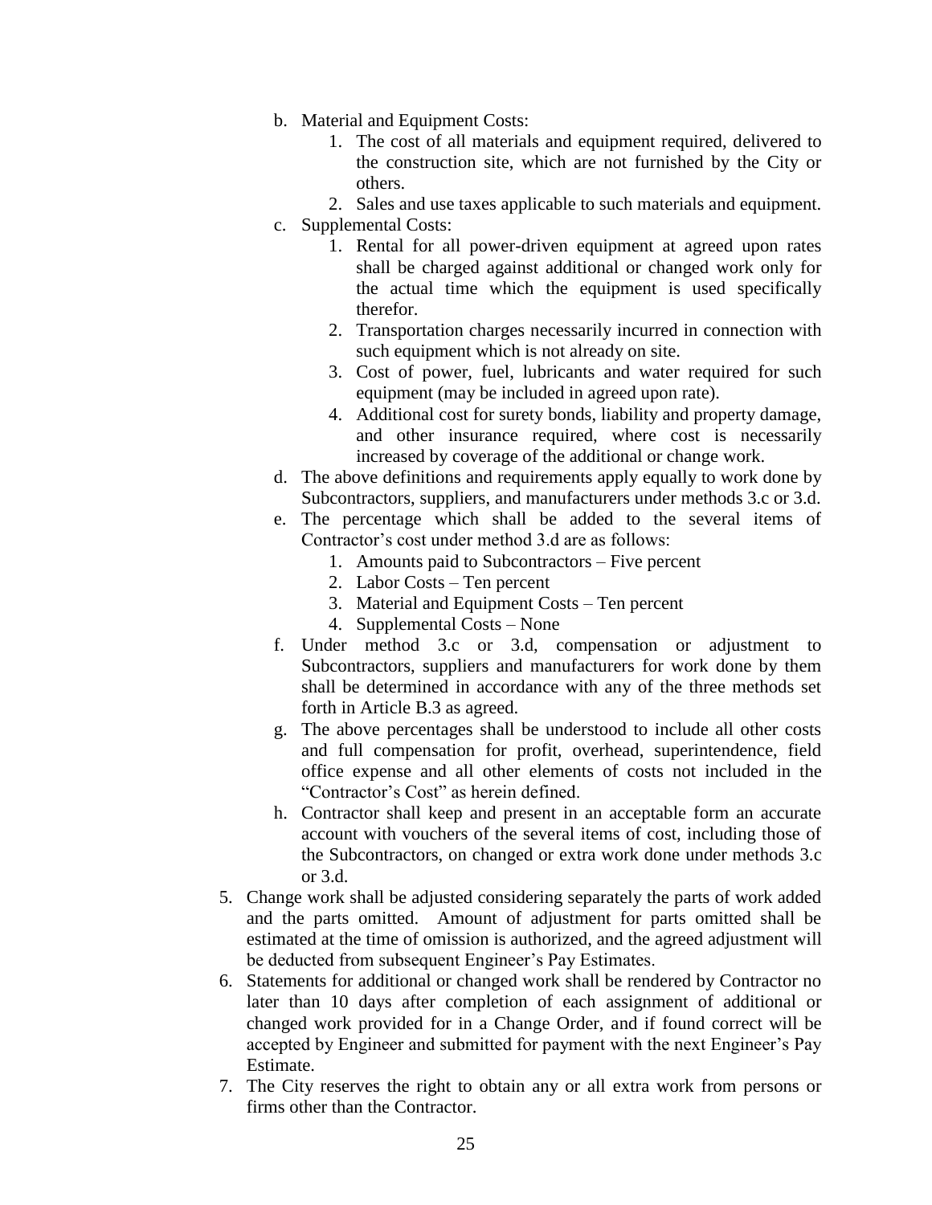- b. Material and Equipment Costs:
    1. The cost of all materials and equipment required, delivered to the construction site, which are not furnished by the City or others.
    2. Sales and use taxes applicable to such materials and equipment.
- c. Supplemental Costs:
    1. Rental for all power-driven equipment at agreed upon rates shall be charged against additional or changed work only for the actual time which the equipment is used specifically therefor.
    2. Transportation charges necessarily incurred in connection with such equipment which is not already on site.
    3. Cost of power, fuel, lubricants and water required for such equipment (may be included in agreed upon rate).
    4. Additional cost for surety bonds, liability and property damage, and other insurance required, where cost is necessarily increased by coverage of the additional or change work.
- d. The above definitions and requirements apply equally to work done by Subcontractors, suppliers, and manufacturers under methods 3.c or 3.d.
- e. The percentage which shall be added to the several items of Contractor's cost under method 3.d are as follows:
    1. Amounts paid to Subcontractors – Five percent
    2. Labor Costs – Ten percent
    3. Material and Equipment Costs – Ten percent
    4. Supplemental Costs – None
- f. Under method 3.c or 3.d, compensation or adjustment to Subcontractors, suppliers and manufacturers for work done by them shall be determined in accordance with any of the three methods set forth in Article B.3 as agreed.
- g. The above percentages shall be understood to include all other costs and full compensation for profit, overhead, superintendence, field office expense and all other elements of costs not included in the "Contractor's Cost" as herein defined.
- h. Contractor shall keep and present in an acceptable form an accurate account with vouchers of the several items of cost, including those of the Subcontractors, on changed or extra work done under methods 3.c or 3.d.

5. Change work shall be adjusted considering separately the parts of work added and the parts omitted. Amount of adjustment for parts omitted shall be estimated at the time of omission is authorized, and the agreed adjustment will be deducted from subsequent Engineer's Pay Estimates.
6. Statements for additional or changed work shall be rendered by Contractor no later than 10 days after completion of each assignment of additional or changed work provided for in a Change Order, and if found correct will be accepted by Engineer and submitted for payment with the next Engineer's Pay Estimate.
7. The City reserves the right to obtain any or all extra work from persons or firms other than the Contractor.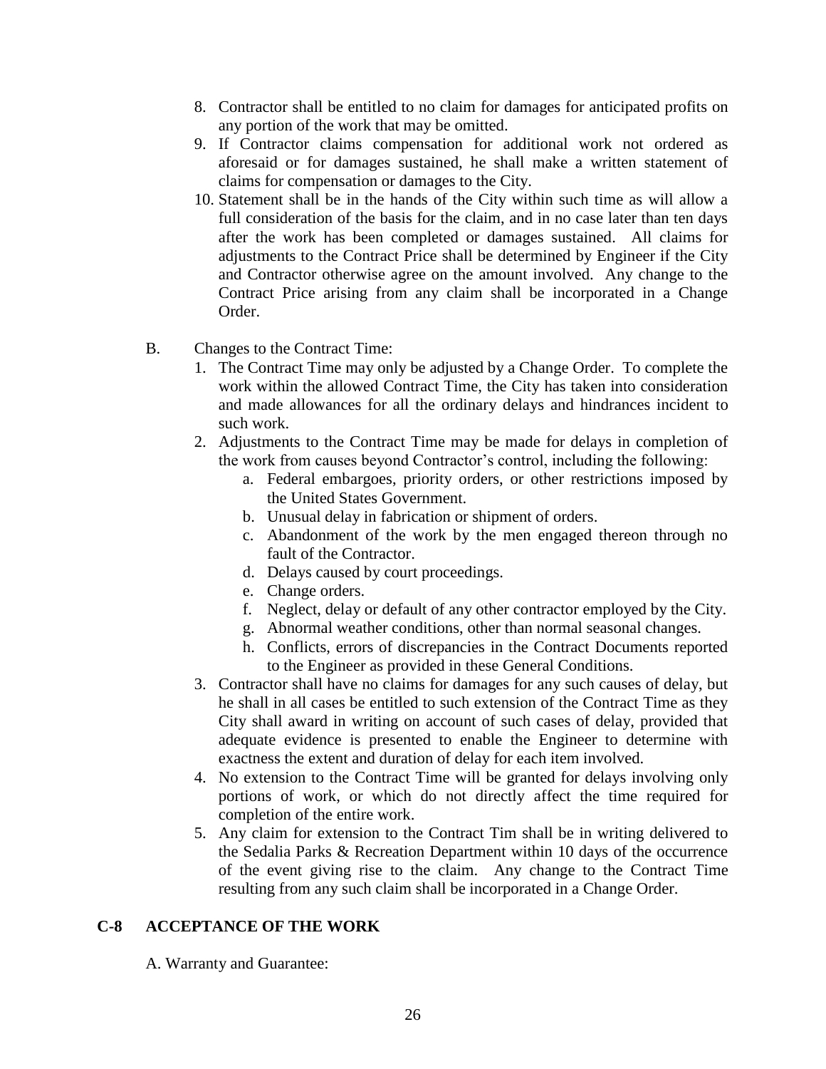8. Contractor shall be entitled to no claim for damages for anticipated profits on any portion of the work that may be omitted.
9. If Contractor claims compensation for additional work not ordered as aforesaid or for damages sustained, he shall make a written statement of claims for compensation or damages to the City.
10. Statement shall be in the hands of the City within such time as will allow a full consideration of the basis for the claim, and in no case later than ten days after the work has been completed or damages sustained. All claims for adjustments to the Contract Price shall be determined by Engineer if the City and Contractor otherwise agree on the amount involved. Any change to the Contract Price arising from any claim shall be incorporated in a Change Order.

B. Changes to the Contract Time:

1. The Contract Time may only be adjusted by a Change Order. To complete the work within the allowed Contract Time, the City has taken into consideration and made allowances for all the ordinary delays and hindrances incident to such work.
2. Adjustments to the Contract Time may be made for delays in completion of the work from causes beyond Contractor's control, including the following:
   a. Federal embargoes, priority orders, or other restrictions imposed by the United States Government.
   b. Unusual delay in fabrication or shipment of orders.
   c. Abandonment of the work by the men engaged thereon through no fault of the Contractor.
   d. Delays caused by court proceedings.
   e. Change orders.
   f. Neglect, delay or default of any other contractor employed by the City.
   g. Abnormal weather conditions, other than normal seasonal changes.
   h. Conflicts, errors of discrepancies in the Contract Documents reported to the Engineer as provided in these General Conditions.
3. Contractor shall have no claims for damages for any such causes of delay, but he shall in all cases be entitled to such extension of the Contract Time as they City shall award in writing on account of such cases of delay, provided that adequate evidence is presented to enable the Engineer to determine with exactness the extent and duration of delay for each item involved.
4. No extension to the Contract Time will be granted for delays involving only portions of work, or which do not directly affect the time required for completion of the entire work.
5. Any claim for extension to the Contract Tim shall be in writing delivered to the Sedalia Parks & Recreation Department within 10 days of the occurrence of the event giving rise to the claim. Any change to the Contract Time resulting from any such claim shall be incorporated in a Change Order.

## C-8 ACCEPTANCE OF THE WORK

A. Warranty and Guarantee: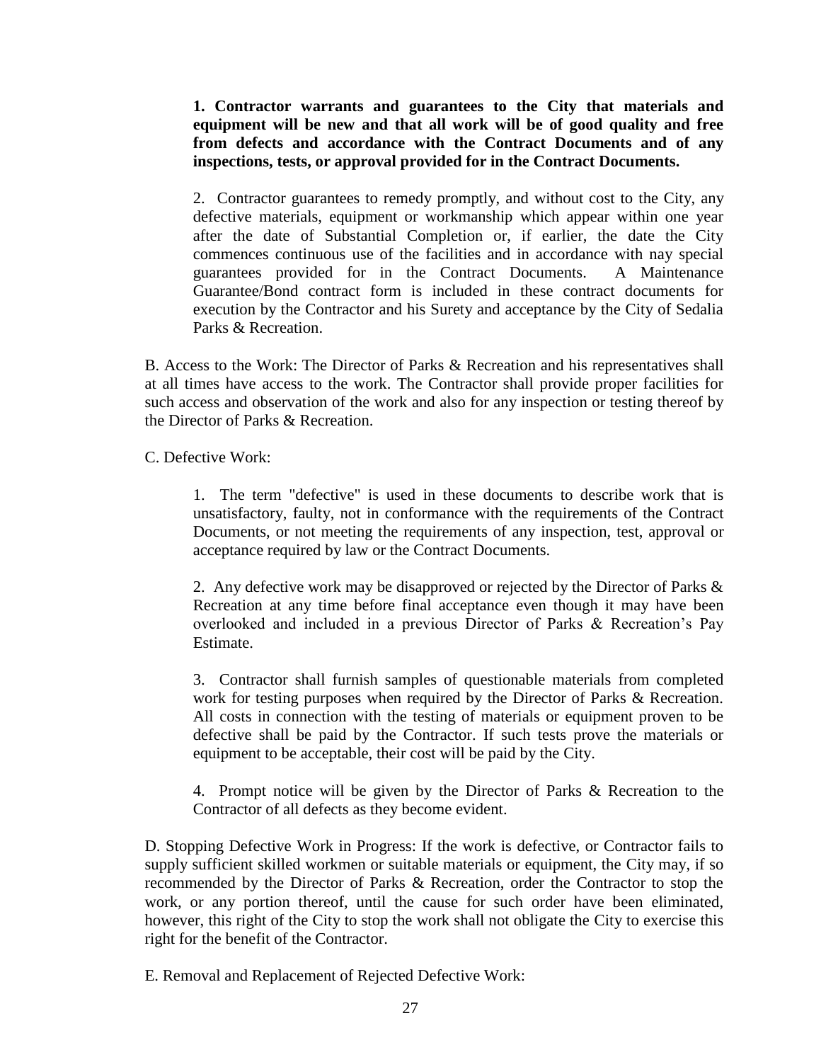**1. Contractor warrants and guarantees to the City that materials and equipment will be new and that all work will be of good quality and free from defects and accordance with the Contract Documents and of any inspections, tests, or approval provided for in the Contract Documents.**

2. Contractor guarantees to remedy promptly, and without cost to the City, any defective materials, equipment or workmanship which appear within one year after the date of Substantial Completion or, if earlier, the date the City commences continuous use of the facilities and in accordance with nay special guarantees provided for in the Contract Documents. A Maintenance Guarantee/Bond contract form is included in these contract documents for execution by the Contractor and his Surety and acceptance by the City of Sedalia Parks & Recreation.

B. Access to the Work: The Director of Parks & Recreation and his representatives shall at all times have access to the work. The Contractor shall provide proper facilities for such access and observation of the work and also for any inspection or testing thereof by the Director of Parks & Recreation.

C. Defective Work:

1. The term "defective" is used in these documents to describe work that is unsatisfactory, faulty, not in conformance with the requirements of the Contract Documents, or not meeting the requirements of any inspection, test, approval or acceptance required by law or the Contract Documents.

2. Any defective work may be disapproved or rejected by the Director of Parks & Recreation at any time before final acceptance even though it may have been overlooked and included in a previous Director of Parks & Recreation's Pay Estimate.

3. Contractor shall furnish samples of questionable materials from completed work for testing purposes when required by the Director of Parks & Recreation. All costs in connection with the testing of materials or equipment proven to be defective shall be paid by the Contractor. If such tests prove the materials or equipment to be acceptable, their cost will be paid by the City.

4. Prompt notice will be given by the Director of Parks & Recreation to the Contractor of all defects as they become evident.

D. Stopping Defective Work in Progress: If the work is defective, or Contractor fails to supply sufficient skilled workmen or suitable materials or equipment, the City may, if so recommended by the Director of Parks & Recreation, order the Contractor to stop the work, or any portion thereof, until the cause for such order have been eliminated, however, this right of the City to stop the work shall not obligate the City to exercise this right for the benefit of the Contractor.

E. Removal and Replacement of Rejected Defective Work: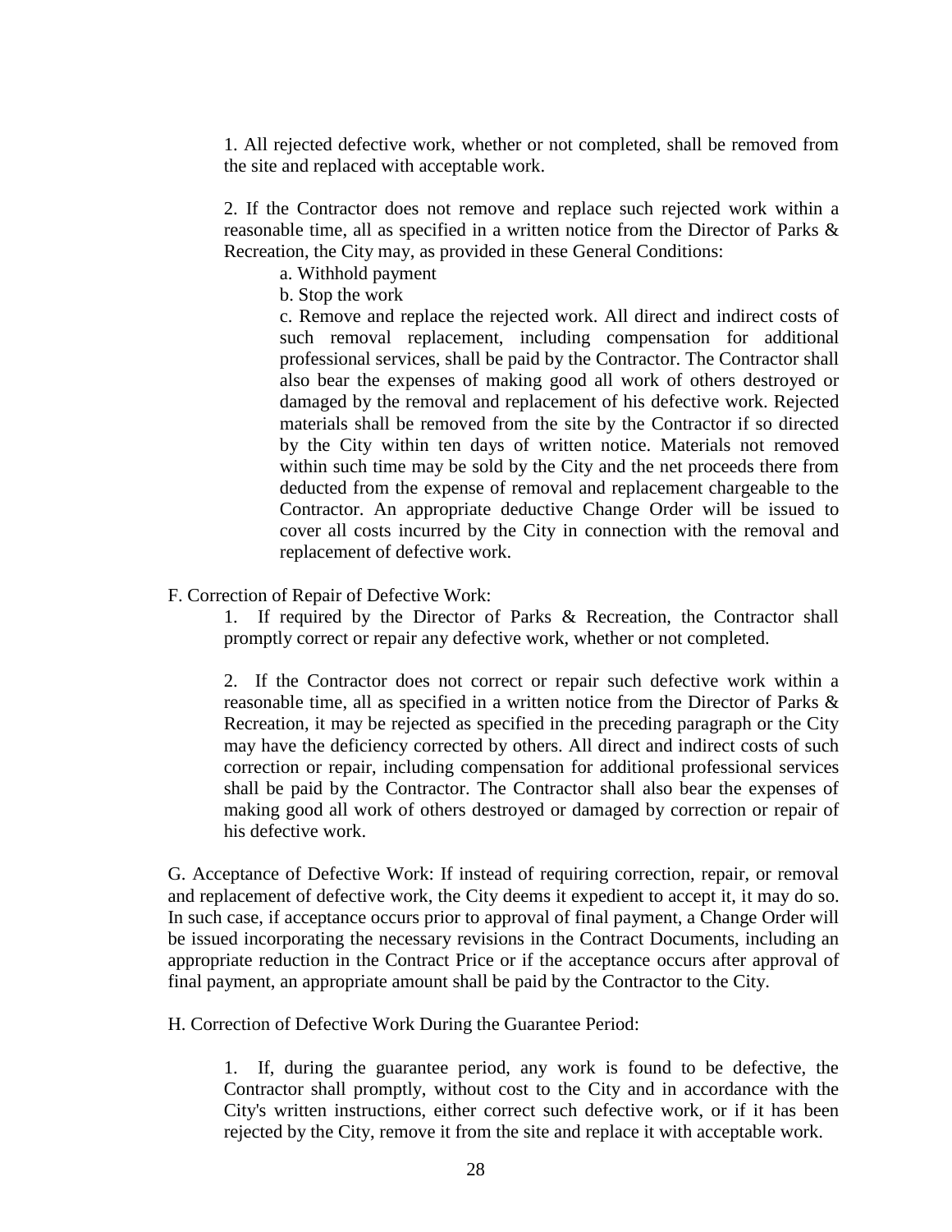1. All rejected defective work, whether or not completed, shall be removed from the site and replaced with acceptable work.

2. If the Contractor does not remove and replace such rejected work within a reasonable time, all as specified in a written notice from the Director of Parks & Recreation, the City may, as provided in these General Conditions:

   a. Withhold payment

   b. Stop the work

   c. Remove and replace the rejected work. All direct and indirect costs of such removal replacement, including compensation for additional professional services, shall be paid by the Contractor. The Contractor shall also bear the expenses of making good all work of others destroyed or damaged by the removal and replacement of his defective work. Rejected materials shall be removed from the site by the Contractor if so directed by the City within ten days of written notice. Materials not removed within such time may be sold by the City and the net proceeds there from deducted from the expense of removal and replacement chargeable to the Contractor. An appropriate deductive Change Order will be issued to cover all costs incurred by the City in connection with the removal and replacement of defective work.

F. Correction of Repair of Defective Work:

1. If required by the Director of Parks & Recreation, the Contractor shall promptly correct or repair any defective work, whether or not completed.

2. If the Contractor does not correct or repair such defective work within a reasonable time, all as specified in a written notice from the Director of Parks & Recreation, it may be rejected as specified in the preceding paragraph or the City may have the deficiency corrected by others. All direct and indirect costs of such correction or repair, including compensation for additional professional services shall be paid by the Contractor. The Contractor shall also bear the expenses of making good all work of others destroyed or damaged by correction or repair of his defective work.

G. Acceptance of Defective Work: If instead of requiring correction, repair, or removal and replacement of defective work, the City deems it expedient to accept it, it may do so. In such case, if acceptance occurs prior to approval of final payment, a Change Order will be issued incorporating the necessary revisions in the Contract Documents, including an appropriate reduction in the Contract Price or if the acceptance occurs after approval of final payment, an appropriate amount shall be paid by the Contractor to the City.

H. Correction of Defective Work During the Guarantee Period:

1. If, during the guarantee period, any work is found to be defective, the Contractor shall promptly, without cost to the City and in accordance with the City's written instructions, either correct such defective work, or if it has been rejected by the City, remove it from the site and replace it with acceptable work.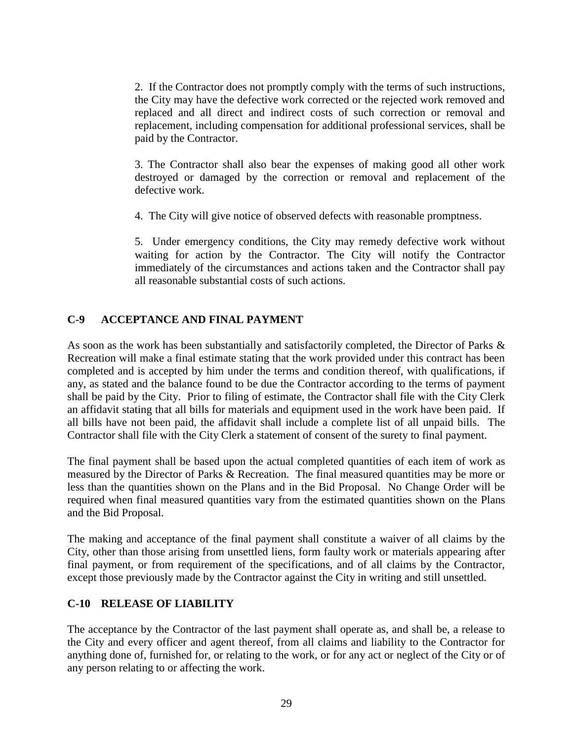2. If the Contractor does not promptly comply with the terms of such instructions, the City may have the defective work corrected or the rejected work removed and replaced and all direct and indirect costs of such correction or removal and replacement, including compensation for additional professional services, shall be paid by the Contractor.

3. The Contractor shall also bear the expenses of making good all other work destroyed or damaged by the correction or removal and replacement of the defective work.

4. The City will give notice of observed defects with reasonable promptness.

5. Under emergency conditions, the City may remedy defective work without waiting for action by the Contractor. The City will notify the Contractor immediately of the circumstances and actions taken and the Contractor shall pay all reasonable substantial costs of such actions.

## C-9 ACCEPTANCE AND FINAL PAYMENT

As soon as the work has been substantially and satisfactorily completed, the Director of Parks & Recreation will make a final estimate stating that the work provided under this contract has been completed and is accepted by him under the terms and condition thereof, with qualifications, if any, as stated and the balance found to be due the Contractor according to the terms of payment shall be paid by the City. Prior to filing of estimate, the Contractor shall file with the City Clerk an affidavit stating that all bills for materials and equipment used in the work have been paid. If all bills have not been paid, the affidavit shall include a complete list of all unpaid bills. The Contractor shall file with the City Clerk a statement of consent of the surety to final payment.

The final payment shall be based upon the actual completed quantities of each item of work as measured by the Director of Parks & Recreation. The final measured quantities may be more or less than the quantities shown on the Plans and in the Bid Proposal. No Change Order will be required when final measured quantities vary from the estimated quantities shown on the Plans and the Bid Proposal.

The making and acceptance of the final payment shall constitute a waiver of all claims by the City, other than those arising from unsettled liens, form faulty work or materials appearing after final payment, or from requirement of the specifications, and of all claims by the Contractor, except those previously made by the Contractor against the City in writing and still unsettled.

## C-10 RELEASE OF LIABILITY

The acceptance by the Contractor of the last payment shall operate as, and shall be, a release to the City and every officer and agent thereof, from all claims and liability to the Contractor for anything done of, furnished for, or relating to the work, or for any act or neglect of the City or of any person relating to or affecting the work.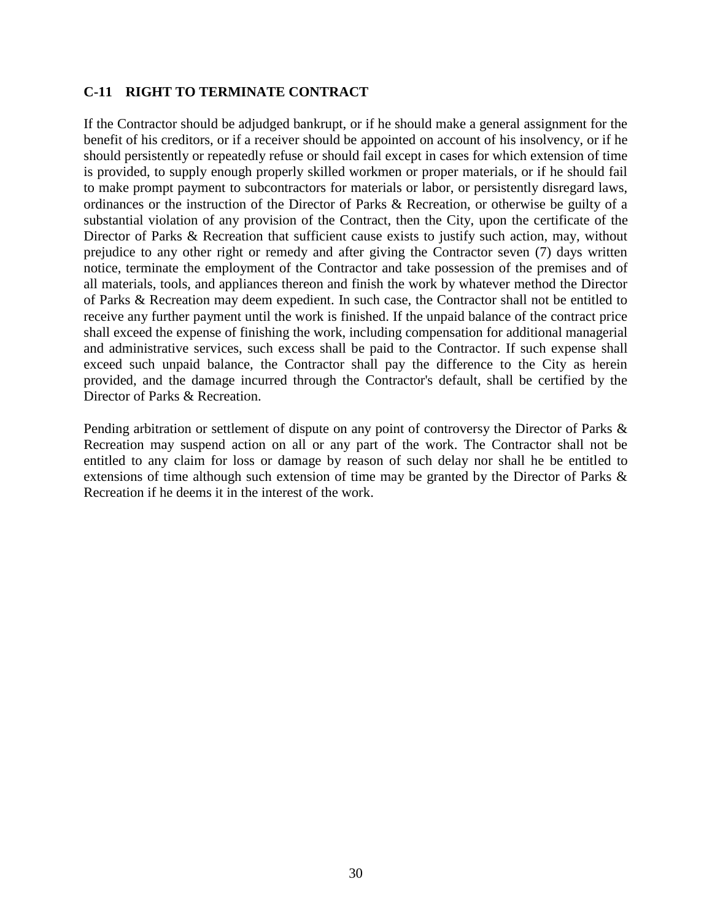### C-11 RIGHT TO TERMINATE CONTRACT

If the Contractor should be adjudged bankrupt, or if he should make a general assignment for the benefit of his creditors, or if a receiver should be appointed on account of his insolvency, or if he should persistently or repeatedly refuse or should fail except in cases for which extension of time is provided, to supply enough properly skilled workmen or proper materials, or if he should fail to make prompt payment to subcontractors for materials or labor, or persistently disregard laws, ordinances or the instruction of the Director of Parks & Recreation, or otherwise be guilty of a substantial violation of any provision of the Contract, then the City, upon the certificate of the Director of Parks & Recreation that sufficient cause exists to justify such action, may, without prejudice to any other right or remedy and after giving the Contractor seven (7) days written notice, terminate the employment of the Contractor and take possession of the premises and of all materials, tools, and appliances thereon and finish the work by whatever method the Director of Parks & Recreation may deem expedient. In such case, the Contractor shall not be entitled to receive any further payment until the work is finished. If the unpaid balance of the contract price shall exceed the expense of finishing the work, including compensation for additional managerial and administrative services, such excess shall be paid to the Contractor. If such expense shall exceed such unpaid balance, the Contractor shall pay the difference to the City as herein provided, and the damage incurred through the Contractor's default, shall be certified by the Director of Parks & Recreation.

Pending arbitration or settlement of dispute on any point of controversy the Director of Parks & Recreation may suspend action on all or any part of the work. The Contractor shall not be entitled to any claim for loss or damage by reason of such delay nor shall he be entitled to extensions of time although such extension of time may be granted by the Director of Parks & Recreation if he deems it in the interest of the work.